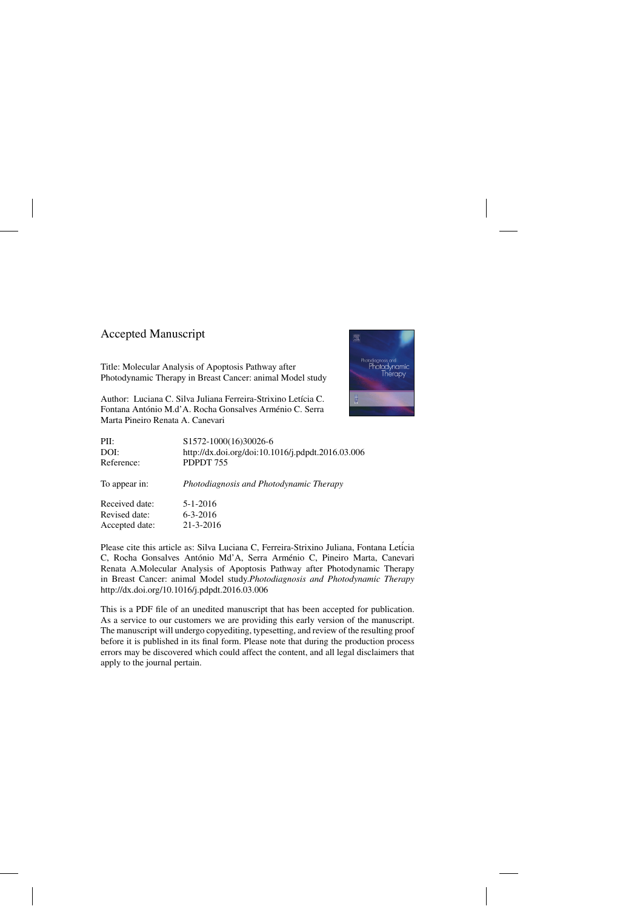Accepted Manuscript

Title: Molecular Analysis of Apoptosis Pathway after Photodynamic Therapy in Breast Cancer: animal Model study

Author: Luciana C. Silva Juliana Ferreira-Strixino Letícia C. Fontana António M.d'A. Rocha Gonsalves Arménio C. Serra Marta Pineiro Renata A. Canevari

| | |
|---|---|
| PII: | S1572-1000(16)30026-6 |
| DOI: | http://dx.doi.org/doi:10.1016/j.pdpdt.2016.03.006 |
| Reference: | PDPDT 755 |
| To appear in: | *Photodiagnosis and Photodynamic Therapy* |
| Received date: | 5-1-2016 |
| Revised date: | 6-3-2016 |
| Accepted date: | 21-3-2016 |

Please cite this article as: Silva Luciana C, Ferreira-Strixino Juliana, Fontana Letícia C, Rocha Gonsalves António Md'A, Serra Arménio C, Pineiro Marta, Canevari Renata A.Molecular Analysis of Apoptosis Pathway after Photodynamic Therapy in Breast Cancer: animal Model study.*Photodiagnosis and Photodynamic Therapy* http://dx.doi.org/10.1016/j.pdpdt.2016.03.006

This is a PDF file of an unedited manuscript that has been accepted for publication. As a service to our customers we are providing this early version of the manuscript. The manuscript will undergo copyediting, typesetting, and review of the resulting proof before it is published in its final form. Please note that during the production process errors may be discovered which could affect the content, and all legal disclaimers that apply to the journal pertain.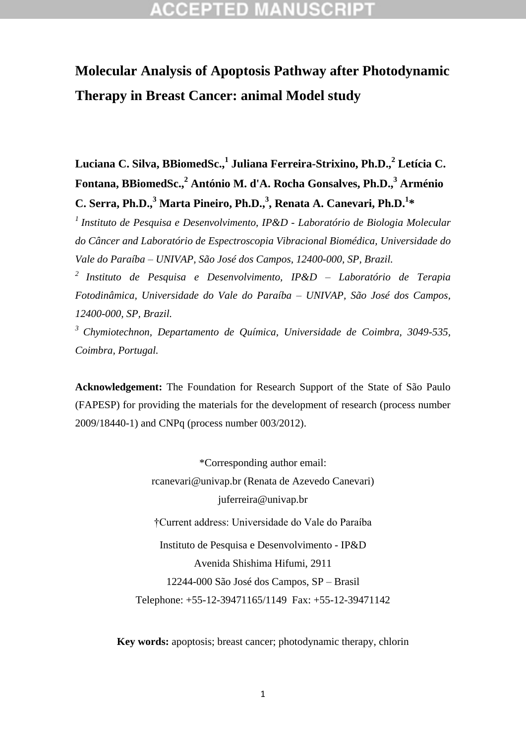# Molecular Analysis of Apoptosis Pathway after Photodynamic Therapy in Breast Cancer: animal Model study

**Luciana C. Silva, BBiomedSc.,[1] Juliana Ferreira-Strixino, Ph.D.,[2] Letícia C. Fontana, BBiomedSc.,[2] António M. d'A. Rocha Gonsalves, Ph.D.,[3] Arménio C. Serra, Ph.D.,[3] Marta Pineiro, Ph.D.,[3], Renata A. Canevari, Ph.D.[1]***

[1] *Instituto de Pesquisa e Desenvolvimento, IP&D - Laboratório de Biologia Molecular do Câncer and Laboratório de Espectroscopia Vibracional Biomédica, Universidade do Vale do Paraíba – UNIVAP, São José dos Campos, 12400-000, SP, Brazil.*

[2] *Instituto de Pesquisa e Desenvolvimento, IP&D – Laboratório de Terapia Fotodinâmica, Universidade do Vale do Paraíba – UNIVAP, São José dos Campos, 12400-000, SP, Brazil.*

[3] *Chymiotechnon, Departamento de Química, Universidade de Coimbra, 3049-535, Coimbra, Portugal.*

**Acknowledgement:** The Foundation for Research Support of the State of São Paulo (FAPESP) for providing the materials for the development of research (process number 2009/18440-1) and CNPq (process number 003/2012).

*Corresponding author email:
rcanevari@univap.br (Renata de Azevedo Canevari)
juferreira@univap.br

†Current address: Universidade do Vale do Paraíba

Instituto de Pesquisa e Desenvolvimento - IP&D
Avenida Shishima Hifumi, 2911
12244-000 São José dos Campos, SP – Brasil
Telephone: +55-12-39471165/1149 Fax: +55-12-39471142

**Key words:** apoptosis; breast cancer; photodynamic therapy, chlorin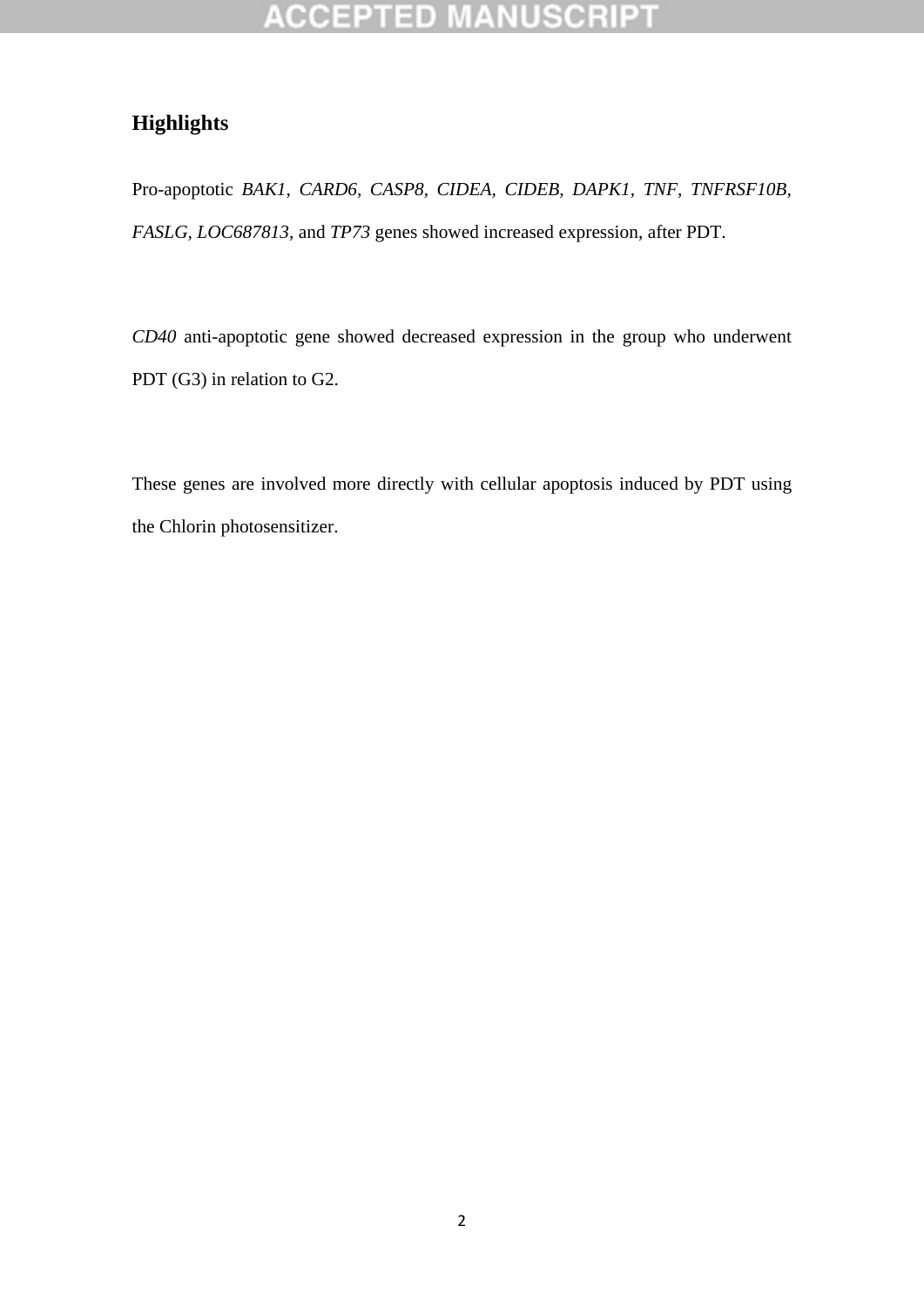## Highlights

Pro-apoptotic *BAK1, CARD6, CASP8, CIDEA, CIDEB, DAPK1, TNF, TNFRSF10B, FASLG, LOC687813,* and *TP73* genes showed increased expression, after PDT.

*CD40* anti-apoptotic gene showed decreased expression in the group who underwent PDT (G3) in relation to G2.

These genes are involved more directly with cellular apoptosis induced by PDT using the Chlorin photosensitizer.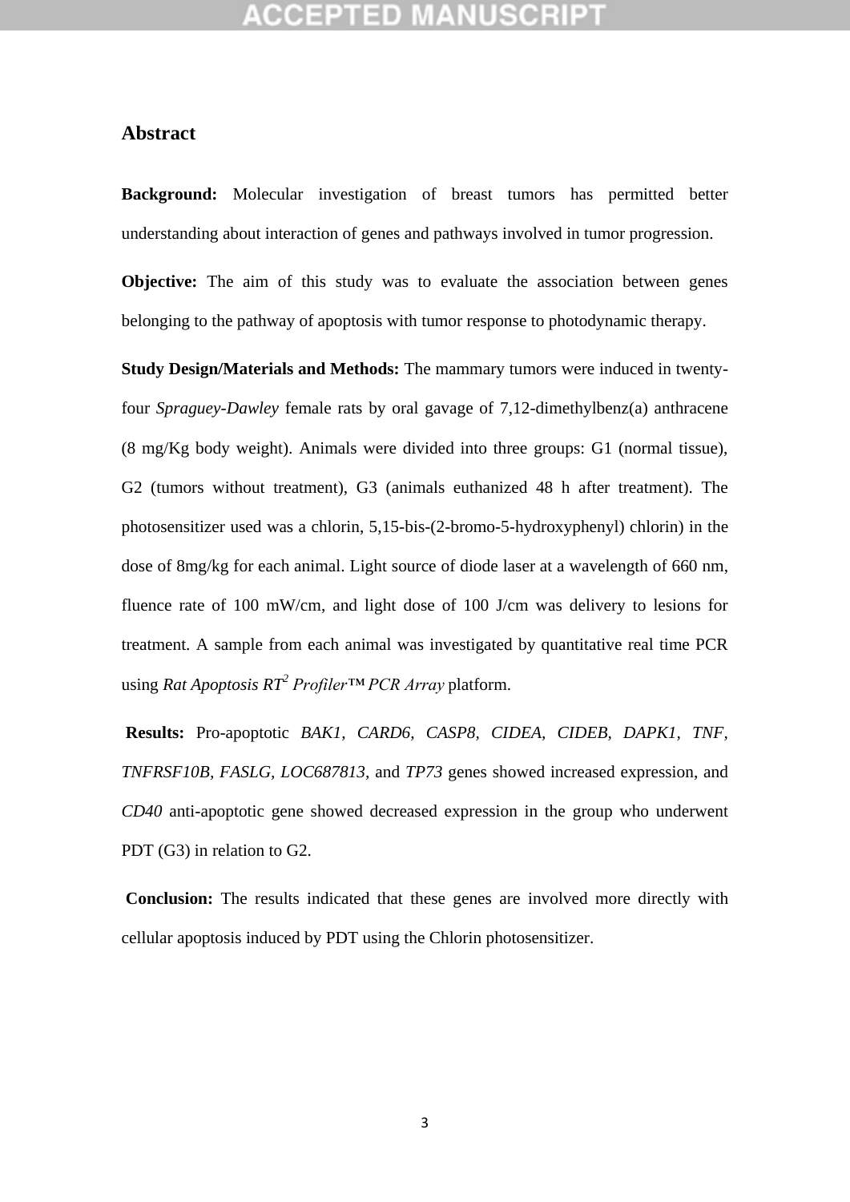## Abstract

**Background:** Molecular investigation of breast tumors has permitted better understanding about interaction of genes and pathways involved in tumor progression.

**Objective:** The aim of this study was to evaluate the association between genes belonging to the pathway of apoptosis with tumor response to photodynamic therapy.

**Study Design/Materials and Methods:** The mammary tumors were induced in twenty-four *Spraguey-Dawley* female rats by oral gavage of 7,12-dimethylbenz(a) anthracene (8 mg/Kg body weight). Animals were divided into three groups: G1 (normal tissue), G2 (tumors without treatment), G3 (animals euthanized 48 h after treatment). The photosensitizer used was a chlorin, 5,15-bis-(2-bromo-5-hydroxyphenyl) chlorin) in the dose of 8mg/kg for each animal. Light source of diode laser at a wavelength of 660 nm, fluence rate of 100 mW/cm, and light dose of 100 J/cm was delivery to lesions for treatment. A sample from each animal was investigated by quantitative real time PCR using *Rat Apoptosis RT$^2$ Profiler™ PCR Array* platform.

**Results:** Pro-apoptotic *BAK1, CARD6, CASP8, CIDEA, CIDEB, DAPK1, TNF, TNFRSF10B, FASLG, LOC687813,* and *TP73* genes showed increased expression, and *CD40* anti-apoptotic gene showed decreased expression in the group who underwent PDT (G3) in relation to G2.

**Conclusion:** The results indicated that these genes are involved more directly with cellular apoptosis induced by PDT using the Chlorin photosensitizer.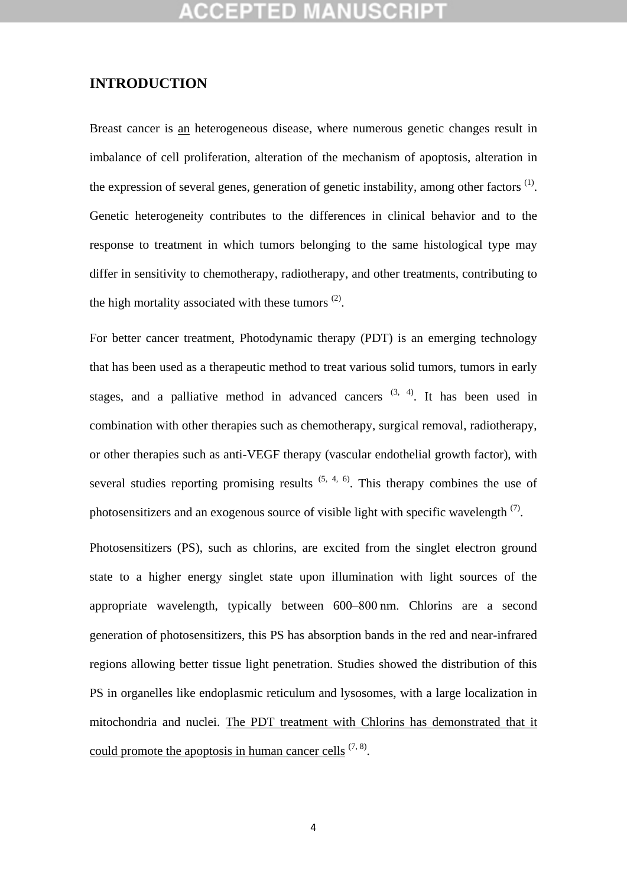## INTRODUCTION

Breast cancer is an heterogeneous disease, where numerous genetic changes result in imbalance of cell proliferation, alteration of the mechanism of apoptosis, alteration in the expression of several genes, generation of genetic instability, among other factors [(1)]. Genetic heterogeneity contributes to the differences in clinical behavior and to the response to treatment in which tumors belonging to the same histological type may differ in sensitivity to chemotherapy, radiotherapy, and other treatments, contributing to the high mortality associated with these tumors [(2)].

For better cancer treatment, Photodynamic therapy (PDT) is an emerging technology that has been used as a therapeutic method to treat various solid tumors, tumors in early stages, and a palliative method in advanced cancers [(3, 4)]. It has been used in combination with other therapies such as chemotherapy, surgical removal, radiotherapy, or other therapies such as anti-VEGF therapy (vascular endothelial growth factor), with several studies reporting promising results [(5, 4, 6)]. This therapy combines the use of photosensitizers and an exogenous source of visible light with specific wavelength [(7)].

Photosensitizers (PS), such as chlorins, are excited from the singlet electron ground state to a higher energy singlet state upon illumination with light sources of the appropriate wavelength, typically between 600–800 nm. Chlorins are a second generation of photosensitizers, this PS has absorption bands in the red and near-infrared regions allowing better tissue light penetration. Studies showed the distribution of this PS in organelles like endoplasmic reticulum and lysosomes, with a large localization in mitochondria and nuclei. The PDT treatment with Chlorins has demonstrated that it could promote the apoptosis in human cancer cells [(7, 8)].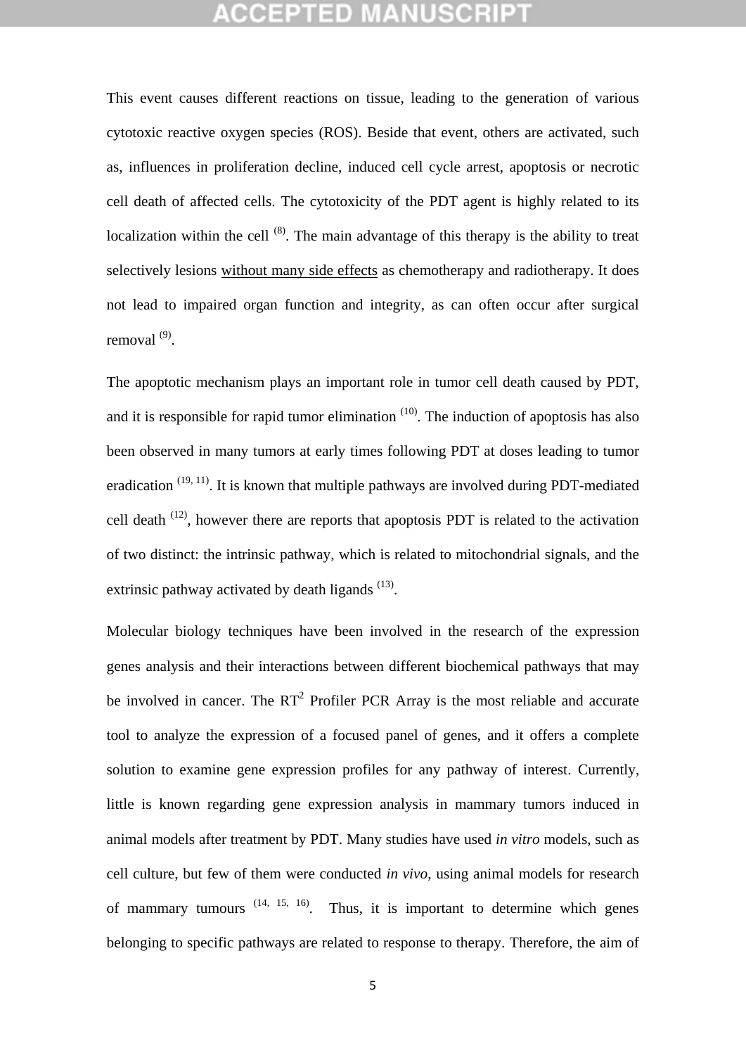This event causes different reactions on tissue, leading to the generation of various cytotoxic reactive oxygen species (ROS). Beside that event, others are activated, such as, influences in proliferation decline, induced cell cycle arrest, apoptosis or necrotic cell death of affected cells. The cytotoxicity of the PDT agent is highly related to its localization within the cell [(8)]. The main advantage of this therapy is the ability to treat selectively lesions without many side effects as chemotherapy and radiotherapy. It does not lead to impaired organ function and integrity, as can often occur after surgical removal [(9)].

The apoptotic mechanism plays an important role in tumor cell death caused by PDT, and it is responsible for rapid tumor elimination [(10)]. The induction of apoptosis has also been observed in many tumors at early times following PDT at doses leading to tumor eradication [(19, 11)]. It is known that multiple pathways are involved during PDT-mediated cell death [(12)], however there are reports that apoptosis PDT is related to the activation of two distinct: the intrinsic pathway, which is related to mitochondrial signals, and the extrinsic pathway activated by death ligands [(13)].

Molecular biology techniques have been involved in the research of the expression genes analysis and their interactions between different biochemical pathways that may be involved in cancer. The $RT^2$ Profiler PCR Array is the most reliable and accurate tool to analyze the expression of a focused panel of genes, and it offers a complete solution to examine gene expression profiles for any pathway of interest. Currently, little is known regarding gene expression analysis in mammary tumors induced in animal models after treatment by PDT. Many studies have used *in vitro* models, such as cell culture, but few of them were conducted *in vivo*, using animal models for research of mammary tumours [(14, 15, 16)]. Thus, it is important to determine which genes belonging to specific pathways are related to response to therapy. Therefore, the aim of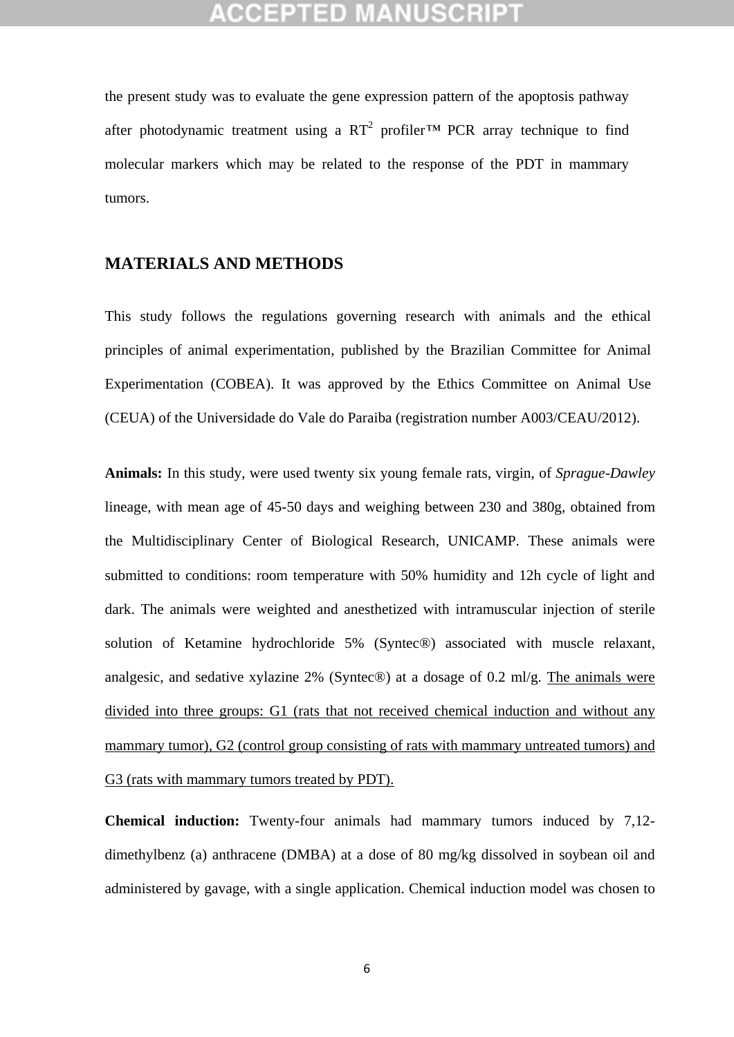the present study was to evaluate the gene expression pattern of the apoptosis pathway after photodynamic treatment using a RT$^2$ profiler™ PCR array technique to find molecular markers which may be related to the response of the PDT in mammary tumors.

## MATERIALS AND METHODS

This study follows the regulations governing research with animals and the ethical principles of animal experimentation, published by the Brazilian Committee for Animal Experimentation (COBEA). It was approved by the Ethics Committee on Animal Use (CEUA) of the Universidade do Vale do Paraiba (registration number A003/CEAU/2012).

**Animals:** In this study, were used twenty six young female rats, virgin, of *Sprague-Dawley* lineage, with mean age of 45-50 days and weighing between 230 and 380g, obtained from the Multidisciplinary Center of Biological Research, UNICAMP. These animals were submitted to conditions: room temperature with 50% humidity and 12h cycle of light and dark. The animals were weighted and anesthetized with intramuscular injection of sterile solution of Ketamine hydrochloride 5% (Syntec®) associated with muscle relaxant, analgesic, and sedative xylazine 2% (Syntec®) at a dosage of 0.2 ml/g. The animals were divided into three groups: G1 (rats that not received chemical induction and without any mammary tumor), G2 (control group consisting of rats with mammary untreated tumors) and G3 (rats with mammary tumors treated by PDT).

**Chemical induction:** Twenty-four animals had mammary tumors induced by 7,12-dimethylbenz (a) anthracene (DMBA) at a dose of 80 mg/kg dissolved in soybean oil and administered by gavage, with a single application. Chemical induction model was chosen to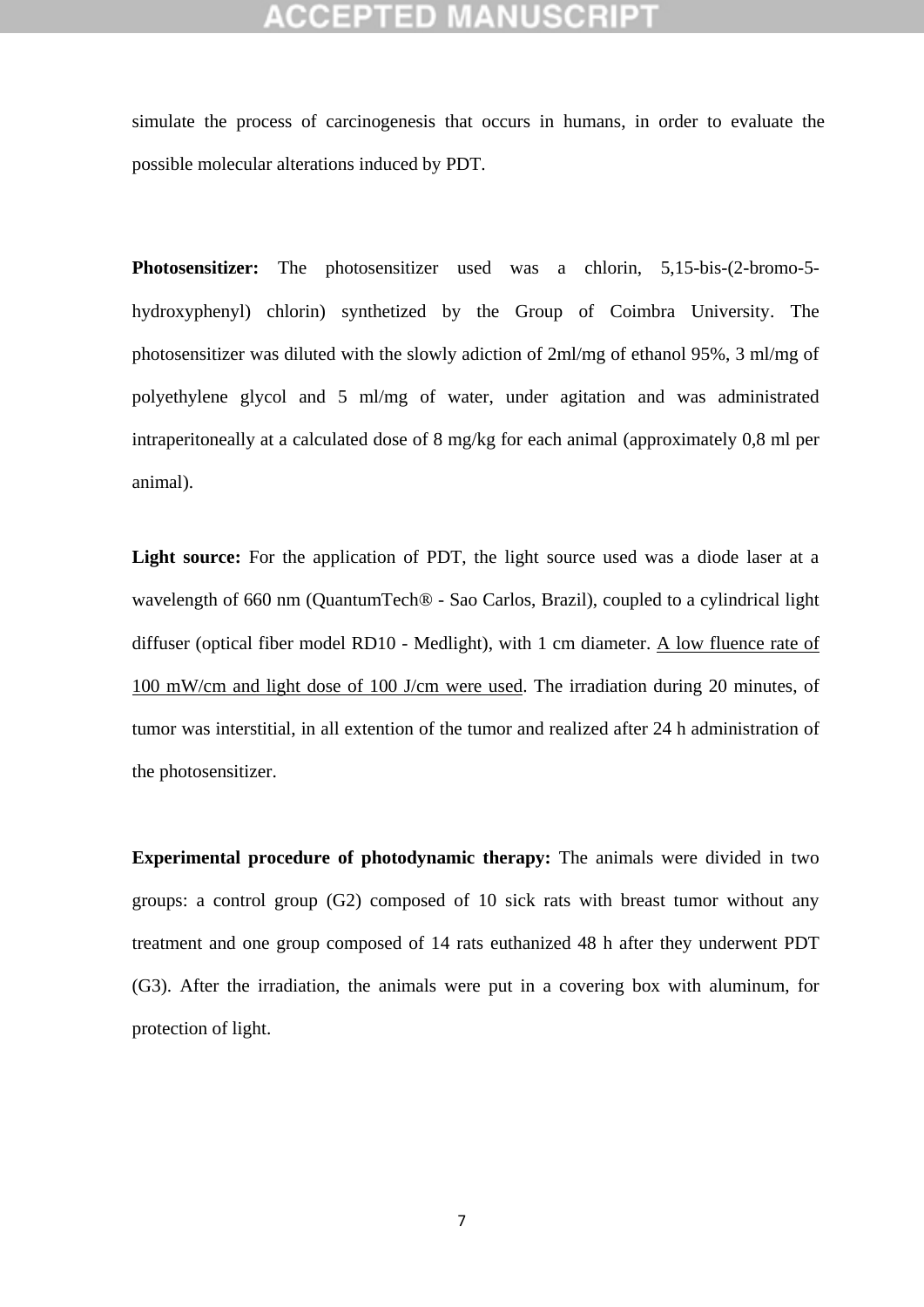simulate the process of carcinogenesis that occurs in humans, in order to evaluate the possible molecular alterations induced by PDT.

**Photosensitizer:** The photosensitizer used was a chlorin, 5,15-bis-(2-bromo-5-hydroxyphenyl) chlorin) synthetized by the Group of Coimbra University. The photosensitizer was diluted with the slowly adiction of 2ml/mg of ethanol 95%, 3 ml/mg of polyethylene glycol and 5 ml/mg of water, under agitation and was administrated intraperitoneally at a calculated dose of 8 mg/kg for each animal (approximately 0,8 ml per animal).

**Light source:** For the application of PDT, the light source used was a diode laser at a wavelength of 660 nm (QuantumTech® - Sao Carlos, Brazil), coupled to a cylindrical light diffuser (optical fiber model RD10 - Medlight), with 1 cm diameter. A low fluence rate of 100 mW/cm and light dose of 100 J/cm were used. The irradiation during 20 minutes, of tumor was interstitial, in all extention of the tumor and realized after 24 h administration of the photosensitizer.

**Experimental procedure of photodynamic therapy:** The animals were divided in two groups: a control group (G2) composed of 10 sick rats with breast tumor without any treatment and one group composed of 14 rats euthanized 48 h after they underwent PDT (G3). After the irradiation, the animals were put in a covering box with aluminum, for protection of light.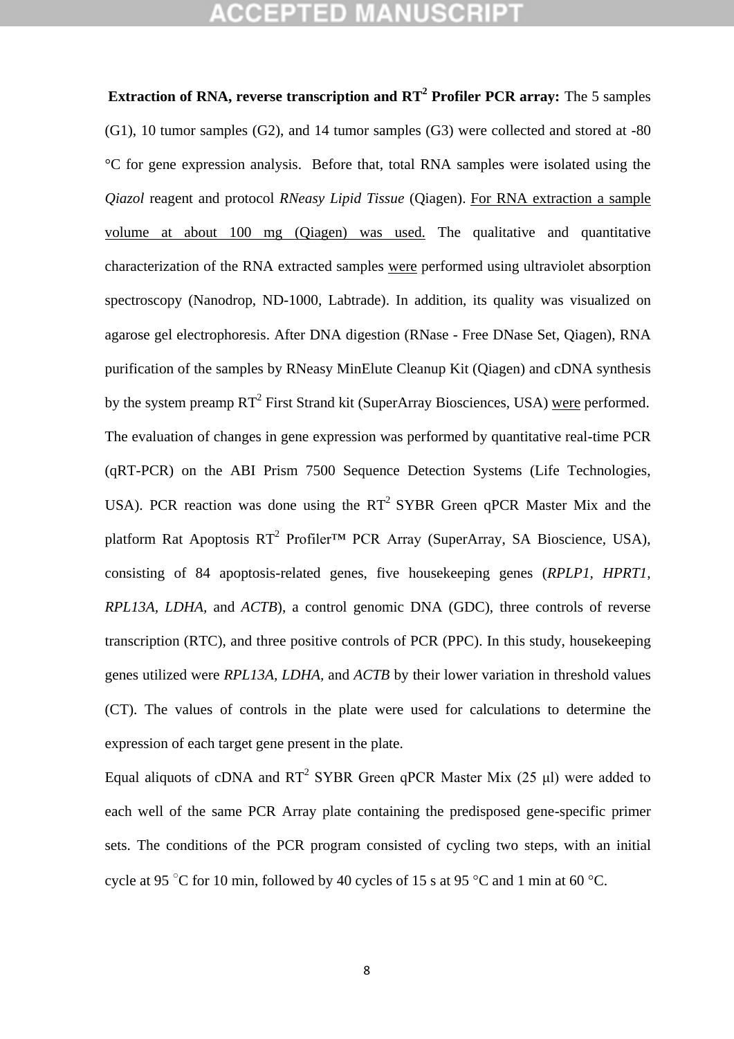**Extraction of RNA, reverse transcription and RT$^2$ Profiler PCR array:** The 5 samples (G1), 10 tumor samples (G2), and 14 tumor samples (G3) were collected and stored at -80 °C for gene expression analysis. Before that, total RNA samples were isolated using the *Qiazol* reagent and protocol *RNeasy Lipid Tissue* (Qiagen). For RNA extraction a sample volume at about 100 mg (Qiagen) was used. The qualitative and quantitative characterization of the RNA extracted samples were performed using ultraviolet absorption spectroscopy (Nanodrop, ND-1000, Labtrade). In addition, its quality was visualized on agarose gel electrophoresis. After DNA digestion (RNase - Free DNase Set, Qiagen), RNA purification of the samples by RNeasy MinElute Cleanup Kit (Qiagen) and cDNA synthesis by the system preamp RT$^2$ First Strand kit (SuperArray Biosciences, USA) were performed. The evaluation of changes in gene expression was performed by quantitative real-time PCR (qRT-PCR) on the ABI Prism 7500 Sequence Detection Systems (Life Technologies, USA). PCR reaction was done using the RT$^2$ SYBR Green qPCR Master Mix and the platform Rat Apoptosis RT$^2$ Profiler™ PCR Array (SuperArray, SA Bioscience, USA), consisting of 84 apoptosis-related genes, five housekeeping genes (*RPLP1*, *HPRT1*, *RPL13A*, *LDHA*, and *ACTB*), a control genomic DNA (GDC), three controls of reverse transcription (RTC), and three positive controls of PCR (PPC). In this study, housekeeping genes utilized were *RPL13A*, *LDHA*, and *ACTB* by their lower variation in threshold values (CT). The values of controls in the plate were used for calculations to determine the expression of each target gene present in the plate.

Equal aliquots of cDNA and RT$^2$ SYBR Green qPCR Master Mix (25 μl) were added to each well of the same PCR Array plate containing the predisposed gene-specific primer sets. The conditions of the PCR program consisted of cycling two steps, with an initial cycle at 95 °C for 10 min, followed by 40 cycles of 15 s at 95 °C and 1 min at 60 °C.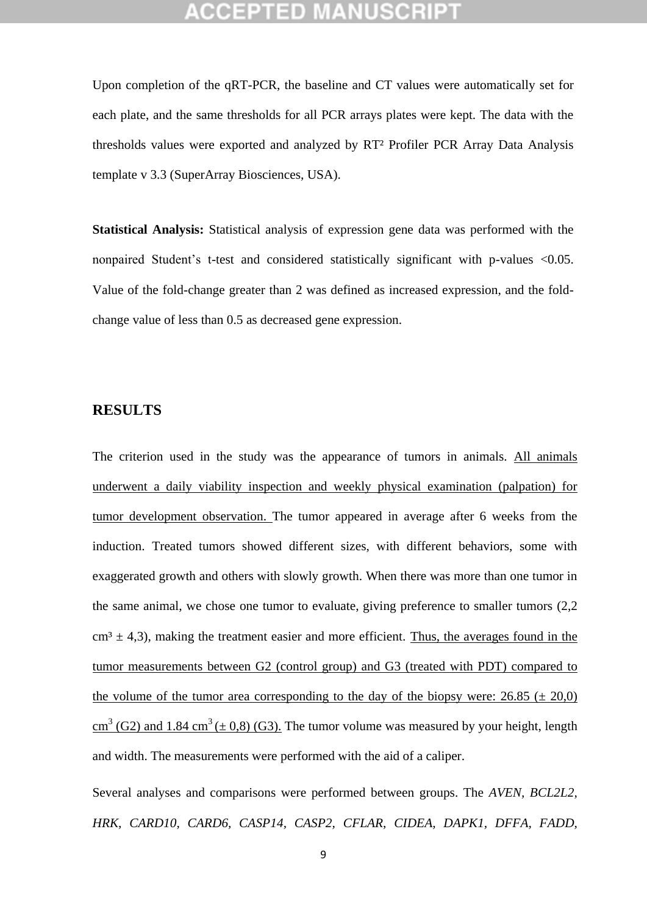Upon completion of the qRT-PCR, the baseline and CT values were automatically set for each plate, and the same thresholds for all PCR arrays plates were kept. The data with the thresholds values were exported and analyzed by RT² Profiler PCR Array Data Analysis template v 3.3 (SuperArray Biosciences, USA).

**Statistical Analysis:** Statistical analysis of expression gene data was performed with the nonpaired Student's t-test and considered statistically significant with p-values <0.05. Value of the fold-change greater than 2 was defined as increased expression, and the fold-change value of less than 0.5 as decreased gene expression.

## RESULTS

The criterion used in the study was the appearance of tumors in animals. All animals underwent a daily viability inspection and weekly physical examination (palpation) for tumor development observation. The tumor appeared in average after 6 weeks from the induction. Treated tumors showed different sizes, with different behaviors, some with exaggerated growth and others with slowly growth. When there was more than one tumor in the same animal, we chose one tumor to evaluate, giving preference to smaller tumors (2,2 cm³ ± 4,3), making the treatment easier and more efficient. Thus, the averages found in the tumor measurements between G2 (control group) and G3 (treated with PDT) compared to the volume of the tumor area corresponding to the day of the biopsy were: 26.85 (± 20,0) $cm^3$ (G2) and 1.84 $cm^3$ (± 0,8) (G3). The tumor volume was measured by your height, length and width. The measurements were performed with the aid of a caliper.

Several analyses and comparisons were performed between groups. The *AVEN*, *BCL2L2*, *HRK*, *CARD10*, *CARD6*, *CASP14*, *CASP2*, *CFLAR*, *CIDEA*, *DAPK1*, *DFFA*, *FADD*,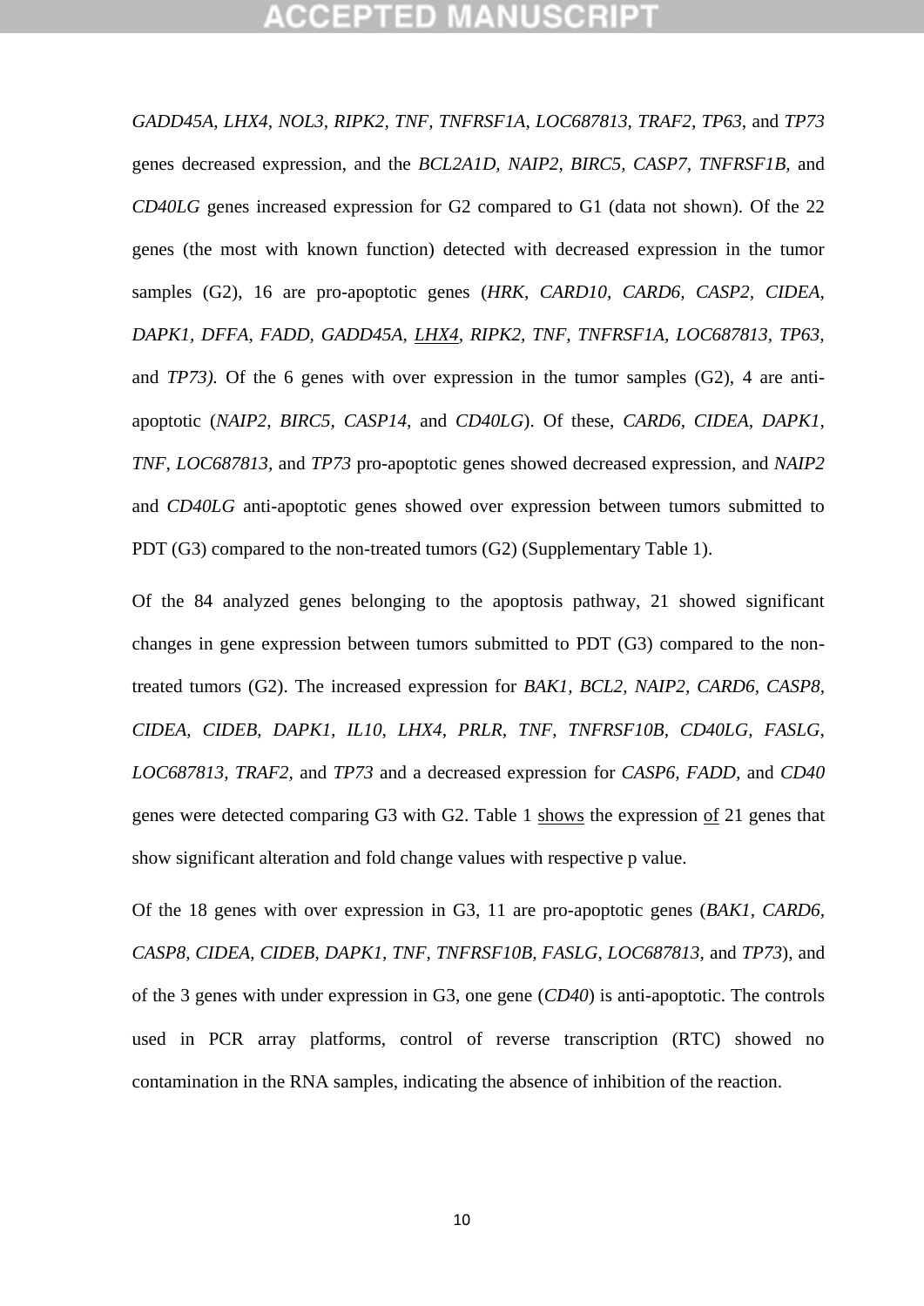*GADD45A*, *LHX4*, *NOL3*, *RIPK2*, *TNF*, *TNFRSF1A*, *LOC687813*, *TRAF2*, *TP63*, and *TP73* genes decreased expression, and the *BCL2A1D*, *NAIP2*, *BIRC5*, *CASP7*, *TNFRSF1B*, and *CD40LG* genes increased expression for G2 compared to G1 (data not shown). Of the 22 genes (the most with known function) detected with decreased expression in the tumor samples (G2), 16 are pro-apoptotic genes (*HRK*, *CARD10*, *CARD6*, *CASP2*, *CIDEA*, *DAPK1*, *DFFA*, *FADD*, *GADD45A*, *LHX4*, *RIPK2*, *TNF*, *TNFRSF1A*, *LOC687813*, *TP63*, and *TP73)*. Of the 6 genes with over expression in the tumor samples (G2), 4 are anti-apoptotic (*NAIP2*, *BIRC5*, *CASP14*, and *CD40LG*). Of these, *CARD6*, *CIDEA*, *DAPK1*, *TNF*, *LOC687813*, and *TP73* pro-apoptotic genes showed decreased expression, and *NAIP2* and *CD40LG* anti-apoptotic genes showed over expression between tumors submitted to PDT (G3) compared to the non-treated tumors (G2) (Supplementary Table 1).

Of the 84 analyzed genes belonging to the apoptosis pathway, 21 showed significant changes in gene expression between tumors submitted to PDT (G3) compared to the non-treated tumors (G2). The increased expression for *BAK1*, *BCL2*, *NAIP2*, *CARD6*, *CASP8*, *CIDEA*, *CIDEB*, *DAPK1*, *IL10*, *LHX4*, *PRLR*, *TNF*, *TNFRSF10B*, *CD40LG*, *FASLG*, *LOC687813*, *TRAF2*, and *TP73* and a decreased expression for *CASP6*, *FADD*, and *CD40* genes were detected comparing G3 with G2. Table 1 shows the expression of 21 genes that show significant alteration and fold change values with respective p value.

Of the 18 genes with over expression in G3, 11 are pro-apoptotic genes (*BAK1*, *CARD6*, *CASP8*, *CIDEA*, *CIDEB*, *DAPK1*, *TNF*, *TNFRSF10B*, *FASLG*, *LOC687813*, and *TP73*), and of the 3 genes with under expression in G3, one gene (*CD40*) is anti-apoptotic. The controls used in PCR array platforms, control of reverse transcription (RTC) showed no contamination in the RNA samples, indicating the absence of inhibition of the reaction.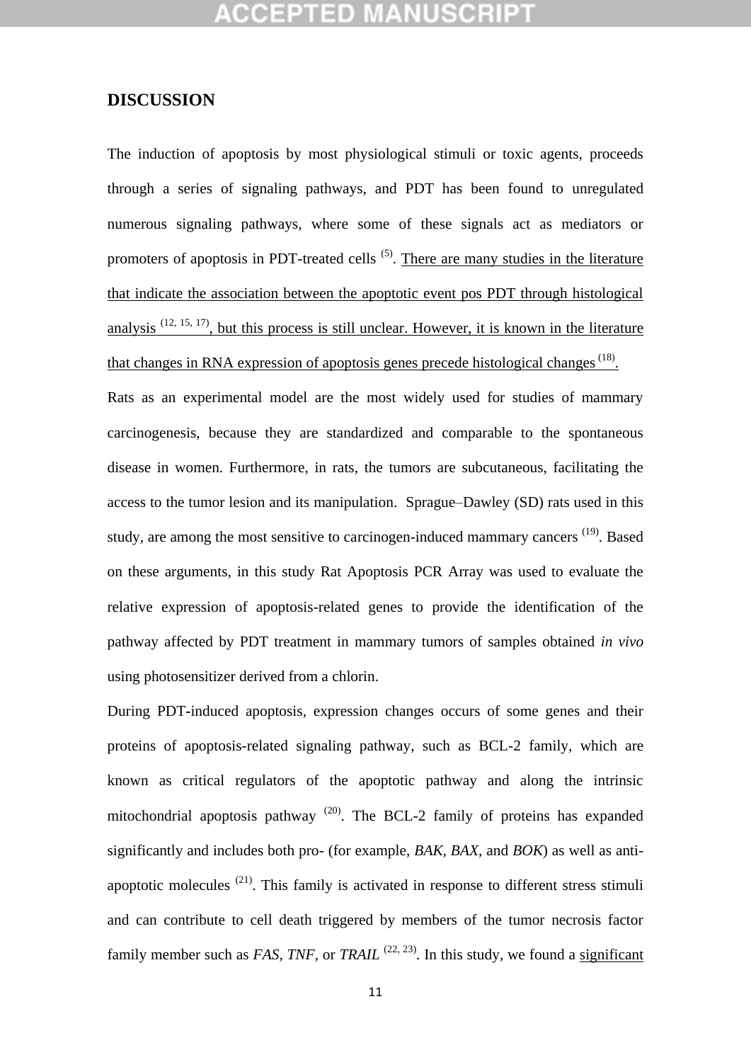## DISCUSSION

The induction of apoptosis by most physiological stimuli or toxic agents, proceeds through a series of signaling pathways, and PDT has been found to unregulated numerous signaling pathways, where some of these signals act as mediators or promoters of apoptosis in PDT-treated cells [5]. There are many studies in the literature that indicate the association between the apoptotic event pos PDT through histological analysis [12, 15, 17], but this process is still unclear. However, it is known in the literature that changes in RNA expression of apoptosis genes precede histological changes [18].

Rats as an experimental model are the most widely used for studies of mammary carcinogenesis, because they are standardized and comparable to the spontaneous disease in women. Furthermore, in rats, the tumors are subcutaneous, facilitating the access to the tumor lesion and its manipulation. Sprague–Dawley (SD) rats used in this study, are among the most sensitive to carcinogen-induced mammary cancers [19]. Based on these arguments, in this study Rat Apoptosis PCR Array was used to evaluate the relative expression of apoptosis-related genes to provide the identification of the pathway affected by PDT treatment in mammary tumors of samples obtained *in vivo* using photosensitizer derived from a chlorin.

During PDT-induced apoptosis, expression changes occurs of some genes and their proteins of apoptosis-related signaling pathway, such as BCL-2 family, which are known as critical regulators of the apoptotic pathway and along the intrinsic mitochondrial apoptosis pathway [20]. The BCL-2 family of proteins has expanded significantly and includes both pro- (for example, *BAK*, *BAX*, and *BOK*) as well as anti-apoptotic molecules [21]. This family is activated in response to different stress stimuli and can contribute to cell death triggered by members of the tumor necrosis factor family member such as *FAS*, *TNF*, or *TRAIL* [22, 23]. In this study, we found a significant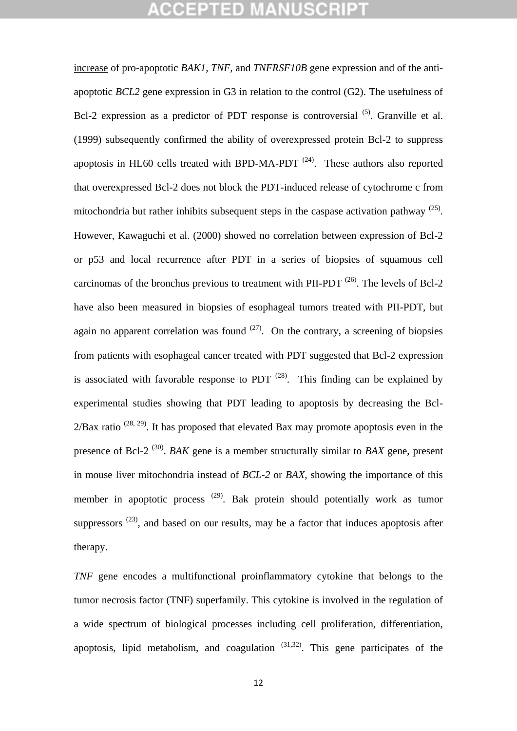increase of pro-apoptotic *BAK1*, *TNF*, and *TNFRSF10B* gene expression and of the anti-apoptotic *BCL2* gene expression in G3 in relation to the control (G2). The usefulness of Bcl-2 expression as a predictor of PDT response is controversial [(5)]. Granville et al. (1999) subsequently confirmed the ability of overexpressed protein Bcl-2 to suppress apoptosis in HL60 cells treated with BPD-MA-PDT [(24)]. These authors also reported that overexpressed Bcl-2 does not block the PDT-induced release of cytochrome c from mitochondria but rather inhibits subsequent steps in the caspase activation pathway [(25)]. However, Kawaguchi et al. (2000) showed no correlation between expression of Bcl-2 or p53 and local recurrence after PDT in a series of biopsies of squamous cell carcinomas of the bronchus previous to treatment with PII-PDT [(26)]. The levels of Bcl-2 have also been measured in biopsies of esophageal tumors treated with PII-PDT, but again no apparent correlation was found [(27)]. On the contrary, a screening of biopsies from patients with esophageal cancer treated with PDT suggested that Bcl-2 expression is associated with favorable response to PDT [(28)]. This finding can be explained by experimental studies showing that PDT leading to apoptosis by decreasing the Bcl-2/Bax ratio [(28, 29)]. It has proposed that elevated Bax may promote apoptosis even in the presence of Bcl-2 [(30)]. *BAK* gene is a member structurally similar to *BAX* gene, present in mouse liver mitochondria instead of *BCL-2* or *BAX*, showing the importance of this member in apoptotic process [(29)]. Bak protein should potentially work as tumor suppressors [(23)], and based on our results, may be a factor that induces apoptosis after therapy.

*TNF* gene encodes a multifunctional proinflammatory cytokine that belongs to the tumor necrosis factor (TNF) superfamily. This cytokine is involved in the regulation of a wide spectrum of biological processes including cell proliferation, differentiation, apoptosis, lipid metabolism, and coagulation [(31,32)]. This gene participates of the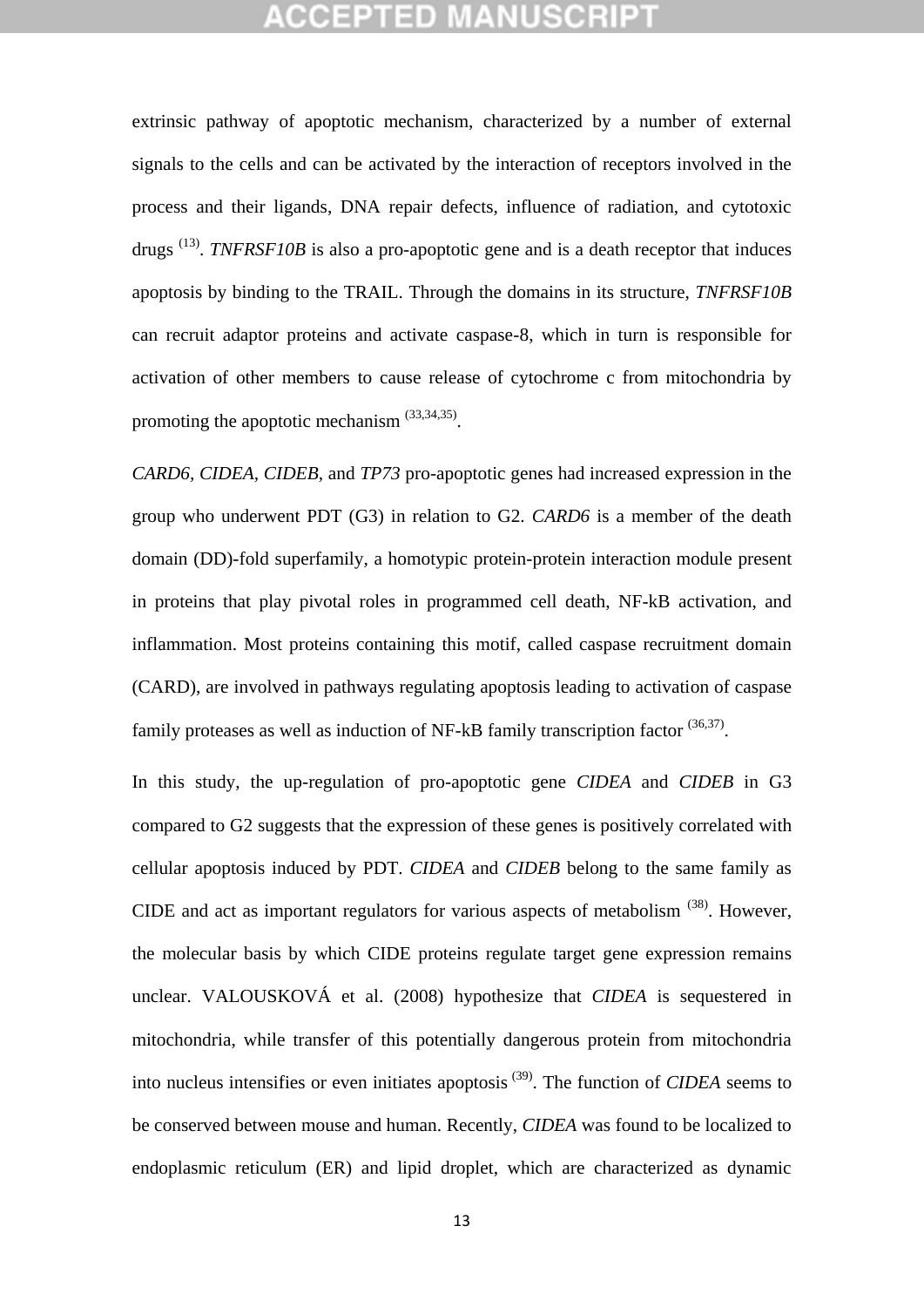extrinsic pathway of apoptotic mechanism, characterized by a number of external signals to the cells and can be activated by the interaction of receptors involved in the process and their ligands, DNA repair defects, influence of radiation, and cytotoxic drugs [(13)]. *TNFRSF10B* is also a pro-apoptotic gene and is a death receptor that induces apoptosis by binding to the TRAIL. Through the domains in its structure, *TNFRSF10B* can recruit adaptor proteins and activate caspase-8, which in turn is responsible for activation of other members to cause release of cytochrome c from mitochondria by promoting the apoptotic mechanism [(33,34,35)].

*CARD6, CIDEA, CIDEB,* and *TP73* pro-apoptotic genes had increased expression in the group who underwent PDT (G3) in relation to G2. *CARD6* is a member of the death domain (DD)-fold superfamily, a homotypic protein-protein interaction module present in proteins that play pivotal roles in programmed cell death, NF-kB activation, and inflammation. Most proteins containing this motif, called caspase recruitment domain (CARD), are involved in pathways regulating apoptosis leading to activation of caspase family proteases as well as induction of NF-kB family transcription factor [(36,37)].

In this study, the up-regulation of pro-apoptotic gene *CIDEA* and *CIDEB* in G3 compared to G2 suggests that the expression of these genes is positively correlated with cellular apoptosis induced by PDT. *CIDEA* and *CIDEB* belong to the same family as CIDE and act as important regulators for various aspects of metabolism [(38)]. However, the molecular basis by which CIDE proteins regulate target gene expression remains unclear. VALOUSKOVÁ et al. (2008) hypothesize that *CIDEA* is sequestered in mitochondria, while transfer of this potentially dangerous protein from mitochondria into nucleus intensifies or even initiates apoptosis [(39)]. The function of *CIDEA* seems to be conserved between mouse and human. Recently, *CIDEA* was found to be localized to endoplasmic reticulum (ER) and lipid droplet, which are characterized as dynamic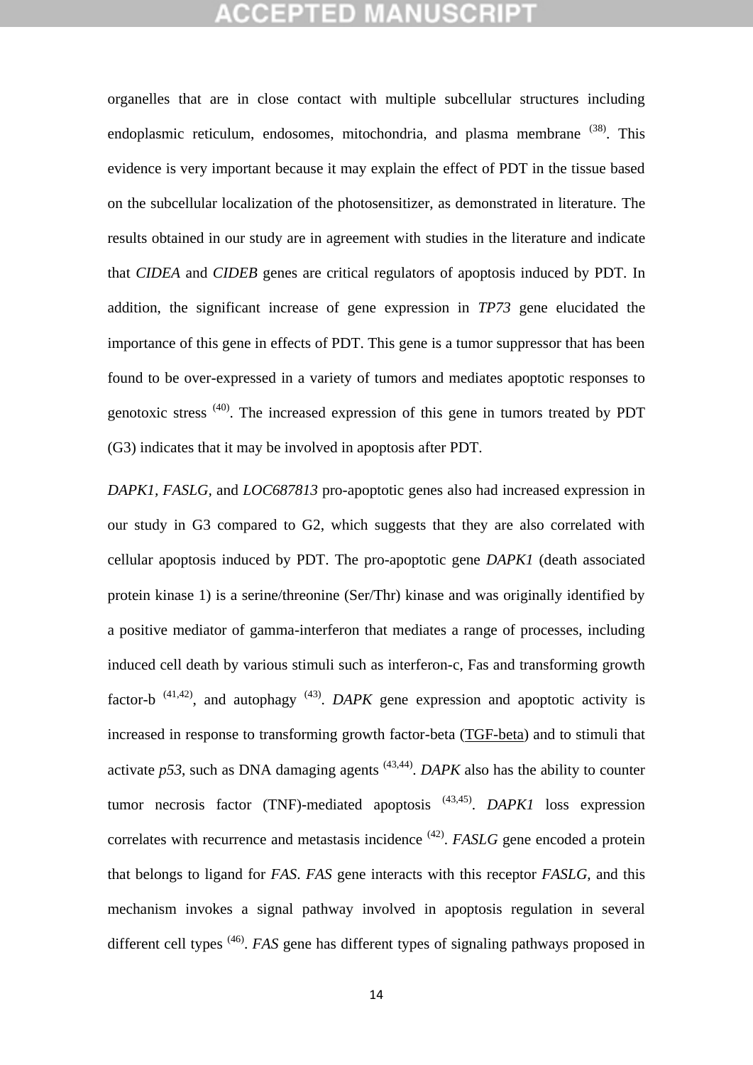organelles that are in close contact with multiple subcellular structures including endoplasmic reticulum, endosomes, mitochondria, and plasma membrane [38]. This evidence is very important because it may explain the effect of PDT in the tissue based on the subcellular localization of the photosensitizer, as demonstrated in literature. The results obtained in our study are in agreement with studies in the literature and indicate that *CIDEA* and *CIDEB* genes are critical regulators of apoptosis induced by PDT. In addition, the significant increase of gene expression in *TP73* gene elucidated the importance of this gene in effects of PDT. This gene is a tumor suppressor that has been found to be over-expressed in a variety of tumors and mediates apoptotic responses to genotoxic stress [40]. The increased expression of this gene in tumors treated by PDT (G3) indicates that it may be involved in apoptosis after PDT.

*DAPK1*, *FASLG*, and *LOC687813* pro-apoptotic genes also had increased expression in our study in G3 compared to G2, which suggests that they are also correlated with cellular apoptosis induced by PDT. The pro-apoptotic gene *DAPK1* (death associated protein kinase 1) is a serine/threonine (Ser/Thr) kinase and was originally identified by a positive mediator of gamma-interferon that mediates a range of processes, including induced cell death by various stimuli such as interferon-c, Fas and transforming growth factor-b [41,42], and autophagy [43]. *DAPK* gene expression and apoptotic activity is increased in response to transforming growth factor-beta (TGF-beta) and to stimuli that activate *p53*, such as DNA damaging agents [43,44]. *DAPK* also has the ability to counter tumor necrosis factor (TNF)-mediated apoptosis [43,45]. *DAPK1* loss expression correlates with recurrence and metastasis incidence [42]. *FASLG* gene encoded a protein that belongs to ligand for *FAS*. *FAS* gene interacts with this receptor *FASLG*, and this mechanism invokes a signal pathway involved in apoptosis regulation in several different cell types [46]. *FAS* gene has different types of signaling pathways proposed in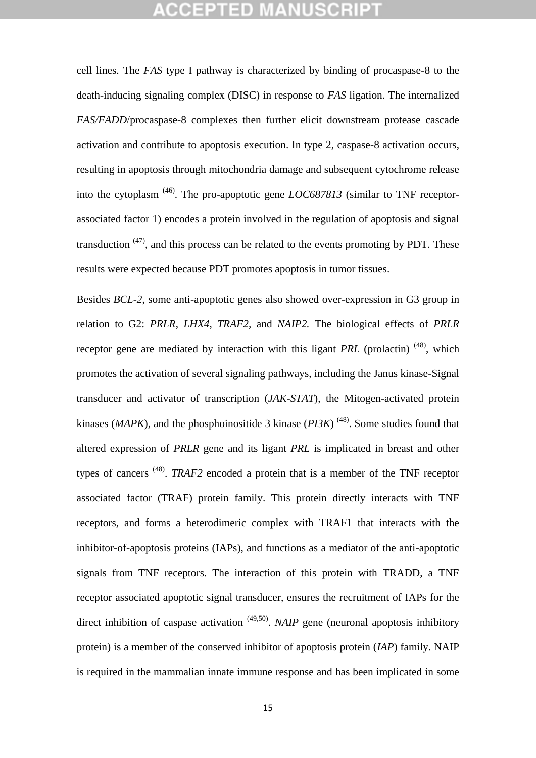cell lines. The *FAS* type I pathway is characterized by binding of procaspase-8 to the death-inducing signaling complex (DISC) in response to *FAS* ligation. The internalized *FAS/FADD*/procaspase-8 complexes then further elicit downstream protease cascade activation and contribute to apoptosis execution. In type 2, caspase-8 activation occurs, resulting in apoptosis through mitochondria damage and subsequent cytochrome release into the cytoplasm [(46)]. The pro-apoptotic gene *LOC687813* (similar to TNF receptor-associated factor 1) encodes a protein involved in the regulation of apoptosis and signal transduction [(47)], and this process can be related to the events promoting by PDT. These results were expected because PDT promotes apoptosis in tumor tissues.

Besides *BCL-2*, some anti-apoptotic genes also showed over-expression in G3 group in relation to G2: *PRLR*, *LHX4*, *TRAF2*, and *NAIP2.* The biological effects of *PRLR* receptor gene are mediated by interaction with this ligant *PRL* (prolactin) [(48)], which promotes the activation of several signaling pathways, including the Janus kinase-Signal transducer and activator of transcription (*JAK-STAT*), the Mitogen-activated protein kinases (*MAPK*), and the phosphoinositide 3 kinase (*PI3K*) [(48)]. Some studies found that altered expression of *PRLR* gene and its ligant *PRL* is implicated in breast and other types of cancers [(48)]. *TRAF2* encoded a protein that is a member of the TNF receptor associated factor (TRAF) protein family. This protein directly interacts with TNF receptors, and forms a heterodimeric complex with TRAF1 that interacts with the inhibitor-of-apoptosis proteins (IAPs), and functions as a mediator of the anti-apoptotic signals from TNF receptors. The interaction of this protein with TRADD, a TNF receptor associated apoptotic signal transducer, ensures the recruitment of IAPs for the direct inhibition of caspase activation [(49,50)]. *NAIP* gene (neuronal apoptosis inhibitory protein) is a member of the conserved inhibitor of apoptosis protein (*IAP*) family. NAIP is required in the mammalian innate immune response and has been implicated in some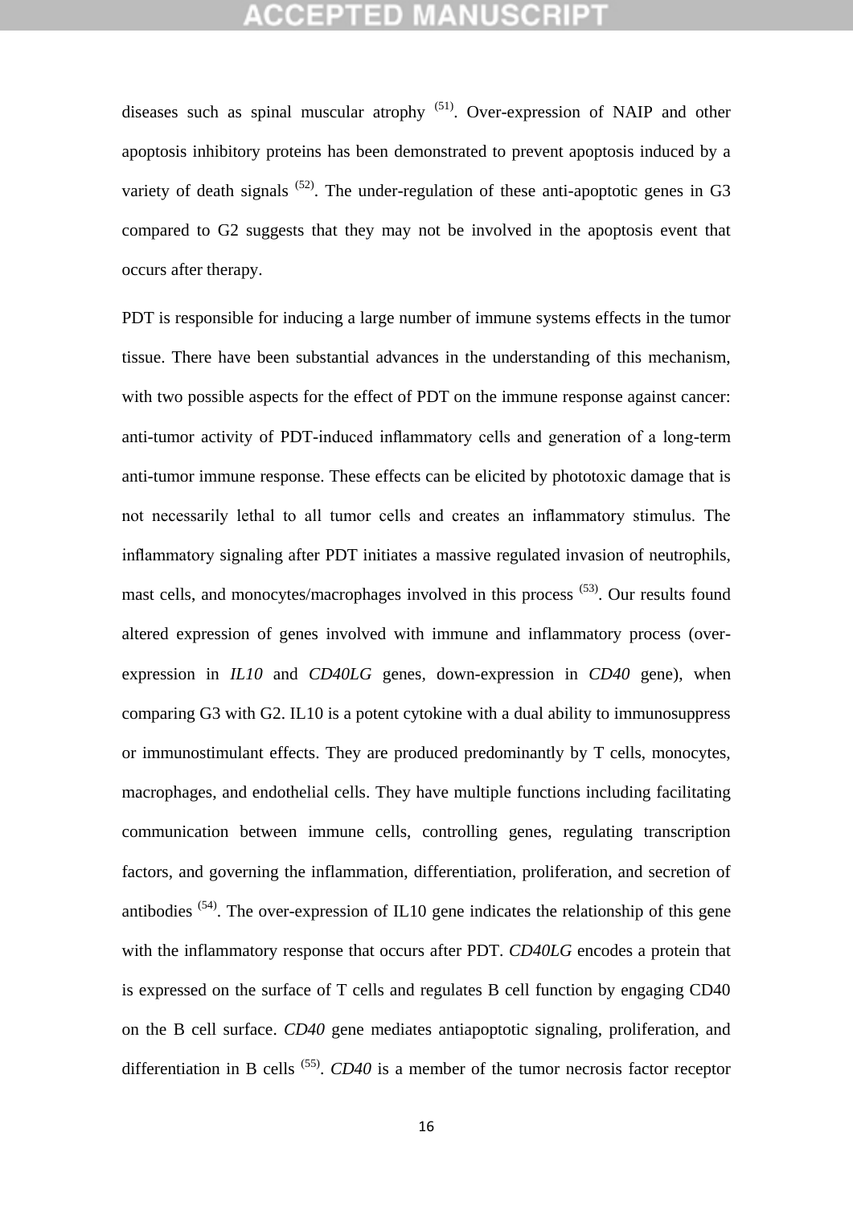diseases such as spinal muscular atrophy [51]. Over-expression of NAIP and other apoptosis inhibitory proteins has been demonstrated to prevent apoptosis induced by a variety of death signals [52]. The under-regulation of these anti-apoptotic genes in G3 compared to G2 suggests that they may not be involved in the apoptosis event that occurs after therapy.

PDT is responsible for inducing a large number of immune systems effects in the tumor tissue. There have been substantial advances in the understanding of this mechanism, with two possible aspects for the effect of PDT on the immune response against cancer: anti-tumor activity of PDT-induced inflammatory cells and generation of a long-term anti-tumor immune response. These effects can be elicited by phototoxic damage that is not necessarily lethal to all tumor cells and creates an inflammatory stimulus. The inflammatory signaling after PDT initiates a massive regulated invasion of neutrophils, mast cells, and monocytes/macrophages involved in this process [53]. Our results found altered expression of genes involved with immune and inflammatory process (over-expression in *IL10* and *CD40LG* genes, down-expression in *CD40* gene), when comparing G3 with G2. IL10 is a potent cytokine with a dual ability to immunosuppress or immunostimulant effects. They are produced predominantly by T cells, monocytes, macrophages, and endothelial cells. They have multiple functions including facilitating communication between immune cells, controlling genes, regulating transcription factors, and governing the inflammation, differentiation, proliferation, and secretion of antibodies [54]. The over-expression of IL10 gene indicates the relationship of this gene with the inflammatory response that occurs after PDT. *CD40LG* encodes a protein that is expressed on the surface of T cells and regulates B cell function by engaging CD40 on the B cell surface. *CD40* gene mediates antiapoptotic signaling, proliferation, and differentiation in B cells [55]. *CD40* is a member of the tumor necrosis factor receptor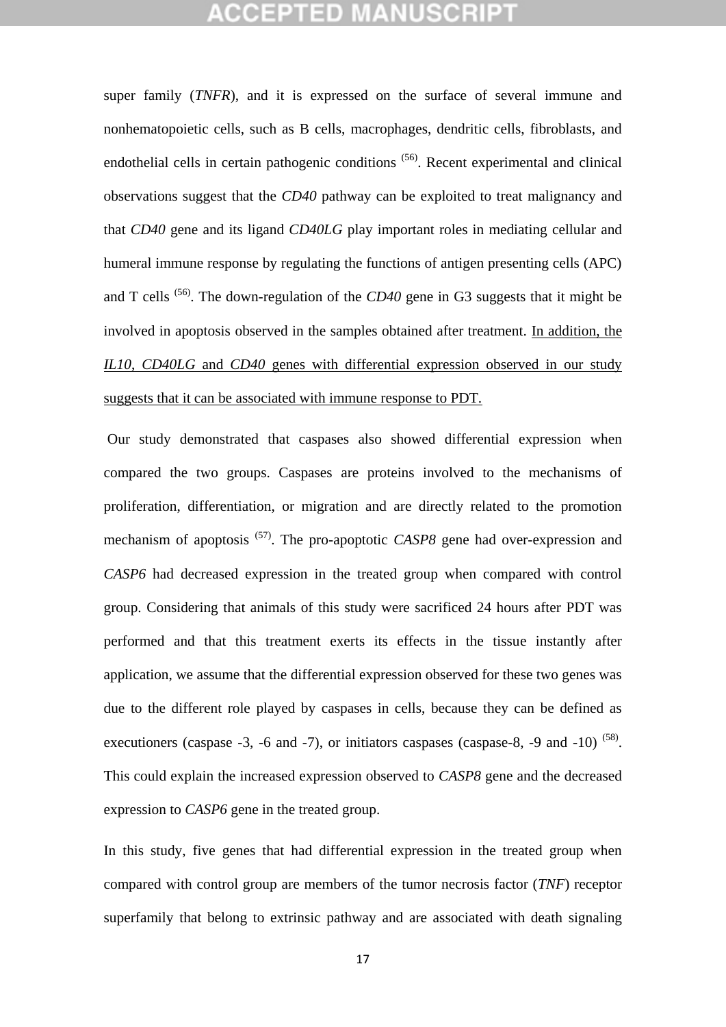super family (*TNFR*), and it is expressed on the surface of several immune and nonhematopoietic cells, such as B cells, macrophages, dendritic cells, fibroblasts, and endothelial cells in certain pathogenic conditions [(56)]. Recent experimental and clinical observations suggest that the *CD40* pathway can be exploited to treat malignancy and that *CD40* gene and its ligand *CD40LG* play important roles in mediating cellular and humeral immune response by regulating the functions of antigen presenting cells (APC) and T cells [(56)]. The down-regulation of the *CD40* gene in G3 suggests that it might be involved in apoptosis observed in the samples obtained after treatment. <u>In addition, the *IL10, CD40LG* and *CD40* genes with differential expression observed in our study suggests that it can be associated with immune response to PDT.</u>

Our study demonstrated that caspases also showed differential expression when compared the two groups. Caspases are proteins involved to the mechanisms of proliferation, differentiation, or migration and are directly related to the promotion mechanism of apoptosis [(57)]. The pro-apoptotic *CASP8* gene had over-expression and *CASP6* had decreased expression in the treated group when compared with control group. Considering that animals of this study were sacrificed 24 hours after PDT was performed and that this treatment exerts its effects in the tissue instantly after application, we assume that the differential expression observed for these two genes was due to the different role played by caspases in cells, because they can be defined as executioners (caspase -3, -6 and -7), or initiators caspases (caspase-8, -9 and -10) [(58)]. This could explain the increased expression observed to *CASP8* gene and the decreased expression to *CASP6* gene in the treated group.

In this study, five genes that had differential expression in the treated group when compared with control group are members of the tumor necrosis factor (*TNF*) receptor superfamily that belong to extrinsic pathway and are associated with death signaling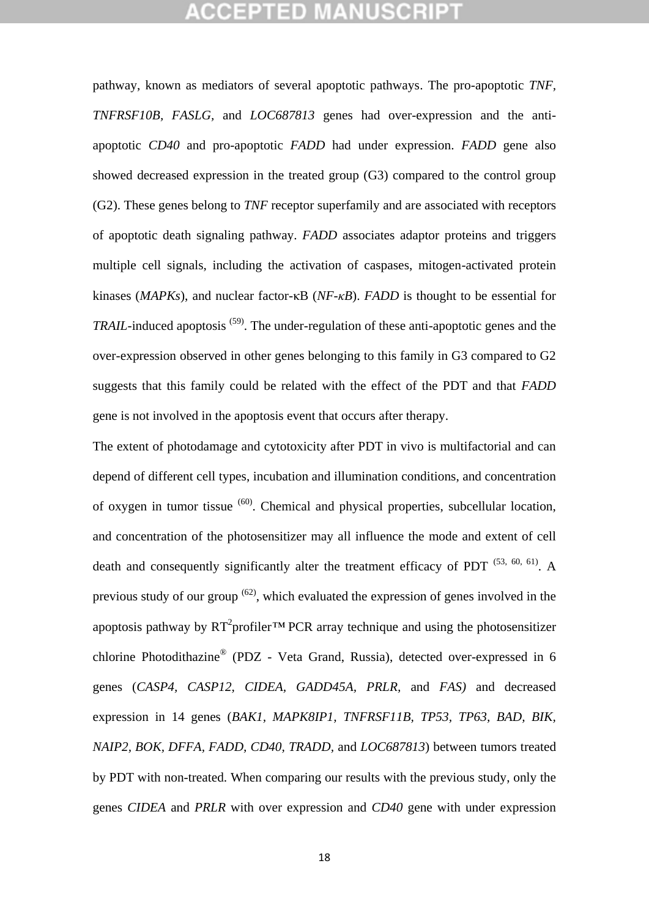pathway, known as mediators of several apoptotic pathways. The pro-apoptotic *TNF*, *TNFRSF10B*, *FASLG*, and *LOC687813* genes had over-expression and the anti-apoptotic *CD40* and pro-apoptotic *FADD* had under expression. *FADD* gene also showed decreased expression in the treated group (G3) compared to the control group (G2). These genes belong to *TNF* receptor superfamily and are associated with receptors of apoptotic death signaling pathway. *FADD* associates adaptor proteins and triggers multiple cell signals, including the activation of caspases, mitogen-activated protein kinases (*MAPKs*), and nuclear factor-κB (*NF-κB*). *FADD* is thought to be essential for *TRAIL*-induced apoptosis [(59)]. The under-regulation of these anti-apoptotic genes and the over-expression observed in other genes belonging to this family in G3 compared to G2 suggests that this family could be related with the effect of the PDT and that *FADD* gene is not involved in the apoptosis event that occurs after therapy.

The extent of photodamage and cytotoxicity after PDT in vivo is multifactorial and can depend of different cell types, incubation and illumination conditions, and concentration of oxygen in tumor tissue [(60)]. Chemical and physical properties, subcellular location, and concentration of the photosensitizer may all influence the mode and extent of cell death and consequently significantly alter the treatment efficacy of PDT [(53, 60, 61)]. A previous study of our group [(62)], which evaluated the expression of genes involved in the apoptosis pathway by RT$^2$profiler™ PCR array technique and using the photosensitizer chlorine Photodithazine® (PDZ - Veta Grand, Russia), detected over-expressed in 6 genes (*CASP4, CASP12, CIDEA, GADD45A, PRLR,* and *FAS)* and decreased expression in 14 genes (*BAK1, MAPK8IP1, TNFRSF11B, TP53, TP63, BAD, BIK, NAIP2, BOK, DFFA, FADD, CD40, TRADD,* and *LOC687813*) between tumors treated by PDT with non-treated. When comparing our results with the previous study, only the genes *CIDEA* and *PRLR* with over expression and *CD40* gene with under expression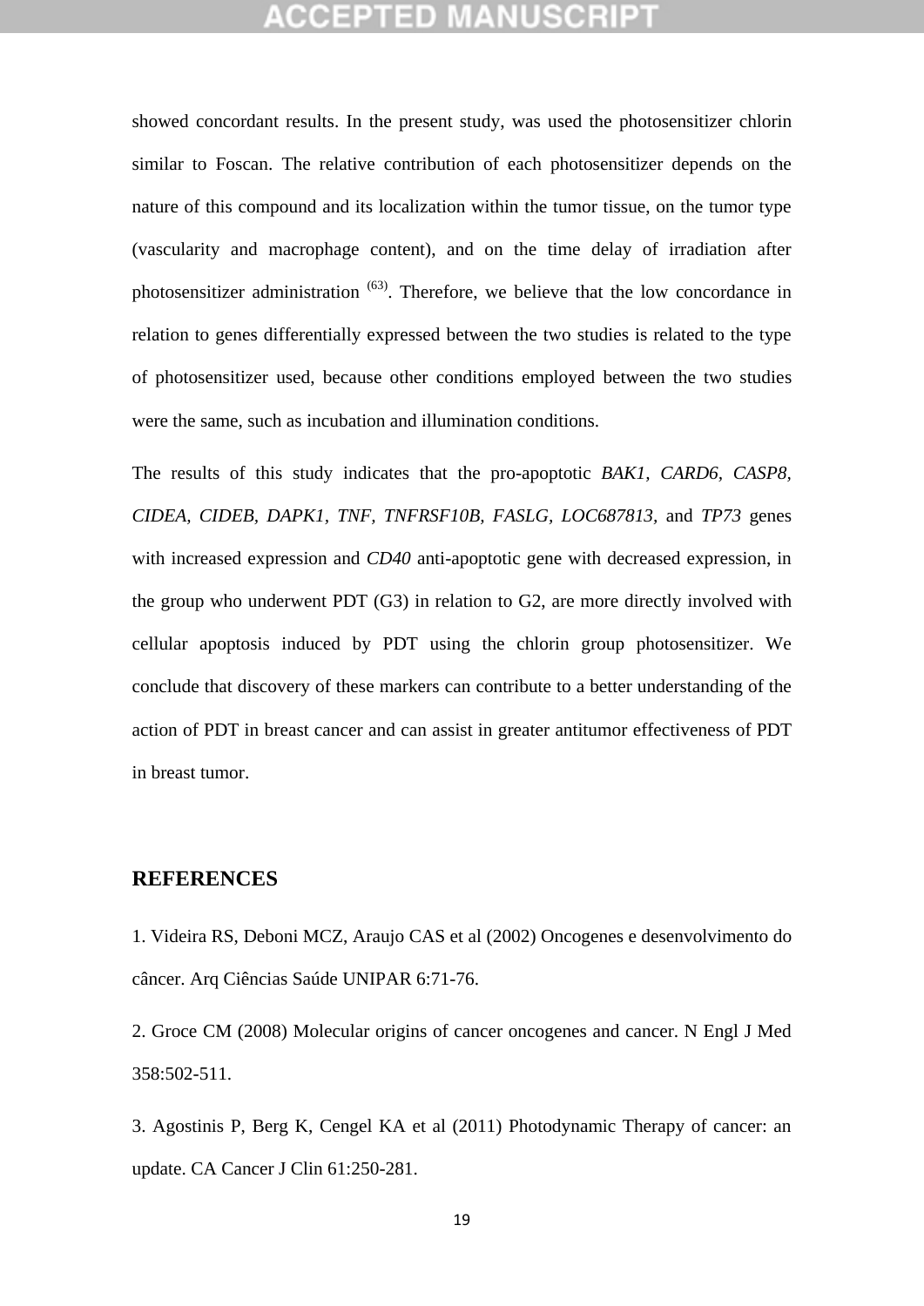showed concordant results. In the present study, was used the photosensitizer chlorin similar to Foscan. The relative contribution of each photosensitizer depends on the nature of this compound and its localization within the tumor tissue, on the tumor type (vascularity and macrophage content), and on the time delay of irradiation after photosensitizer administration [63]. Therefore, we believe that the low concordance in relation to genes differentially expressed between the two studies is related to the type of photosensitizer used, because other conditions employed between the two studies were the same, such as incubation and illumination conditions.

The results of this study indicates that the pro-apoptotic *BAK1, CARD6, CASP8, CIDEA, CIDEB, DAPK1, TNF, TNFRSF10B, FASLG, LOC687813,* and *TP73* genes with increased expression and *CD40* anti-apoptotic gene with decreased expression, in the group who underwent PDT (G3) in relation to G2, are more directly involved with cellular apoptosis induced by PDT using the chlorin group photosensitizer. We conclude that discovery of these markers can contribute to a better understanding of the action of PDT in breast cancer and can assist in greater antitumor effectiveness of PDT in breast tumor.

## REFERENCES

1. Videira RS, Deboni MCZ, Araujo CAS et al (2002) Oncogenes e desenvolvimento do câncer. Arq Ciências Saúde UNIPAR 6:71-76.

2. Groce CM (2008) Molecular origins of cancer oncogenes and cancer. N Engl J Med 358:502-511.

3. Agostinis P, Berg K, Cengel KA et al (2011) Photodynamic Therapy of cancer: an update. CA Cancer J Clin 61:250-281.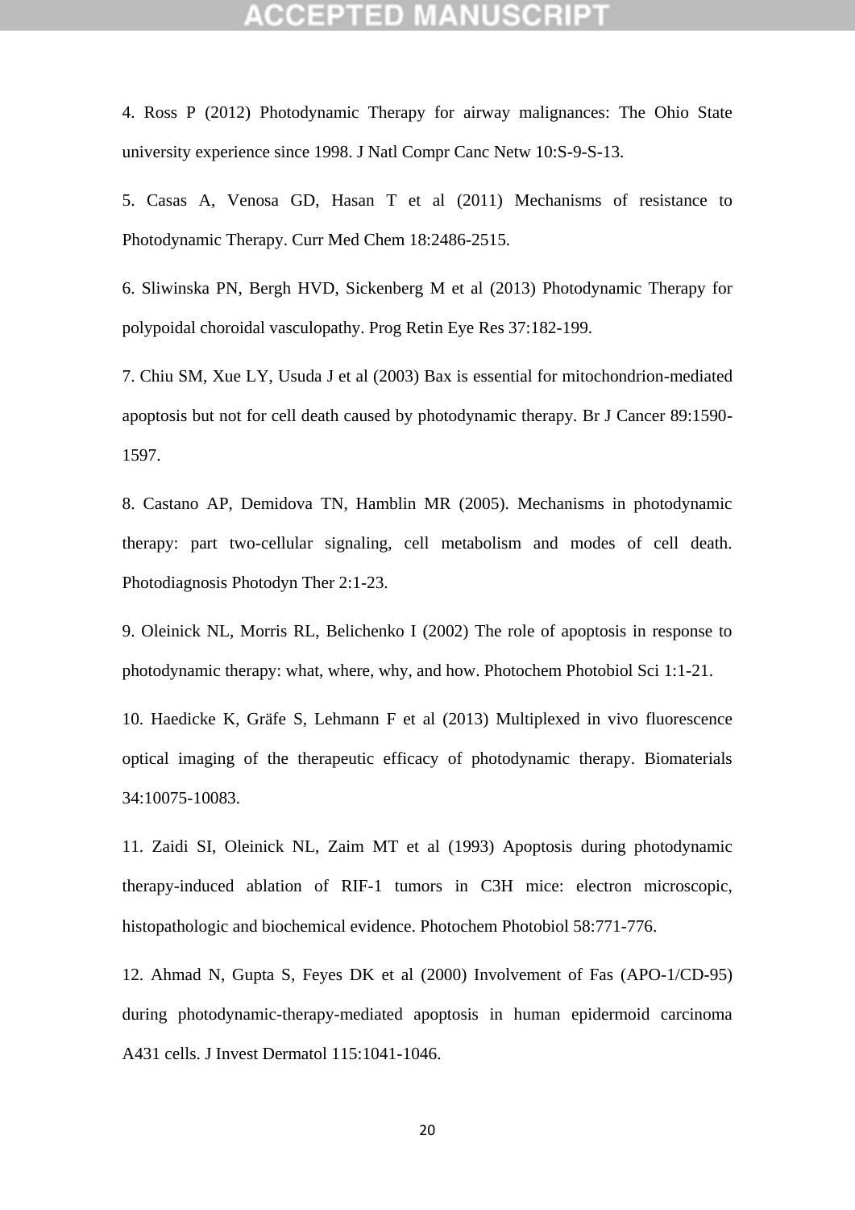4. Ross P (2012) Photodynamic Therapy for airway malignances: The Ohio State university experience since 1998. J Natl Compr Canc Netw 10:S-9-S-13.

5. Casas A, Venosa GD, Hasan T et al (2011) Mechanisms of resistance to Photodynamic Therapy. Curr Med Chem 18:2486-2515.

6. Sliwinska PN, Bergh HVD, Sickenberg M et al (2013) Photodynamic Therapy for polypoidal choroidal vasculopathy. Prog Retin Eye Res 37:182-199.

7. Chiu SM, Xue LY, Usuda J et al (2003) Bax is essential for mitochondrion-mediated apoptosis but not for cell death caused by photodynamic therapy. Br J Cancer 89:1590-1597.

8. Castano AP, Demidova TN, Hamblin MR (2005). Mechanisms in photodynamic therapy: part two-cellular signaling, cell metabolism and modes of cell death. Photodiagnosis Photodyn Ther 2:1-23.

9. Oleinick NL, Morris RL, Belichenko I (2002) The role of apoptosis in response to photodynamic therapy: what, where, why, and how. Photochem Photobiol Sci 1:1-21.

10. Haedicke K, Gräfe S, Lehmann F et al (2013) Multiplexed in vivo fluorescence optical imaging of the therapeutic efficacy of photodynamic therapy. Biomaterials 34:10075-10083.

11. Zaidi SI, Oleinick NL, Zaim MT et al (1993) Apoptosis during photodynamic therapy-induced ablation of RIF-1 tumors in C3H mice: electron microscopic, histopathologic and biochemical evidence. Photochem Photobiol 58:771-776.

12. Ahmad N, Gupta S, Feyes DK et al (2000) Involvement of Fas (APO-1/CD-95) during photodynamic-therapy-mediated apoptosis in human epidermoid carcinoma A431 cells. J Invest Dermatol 115:1041-1046.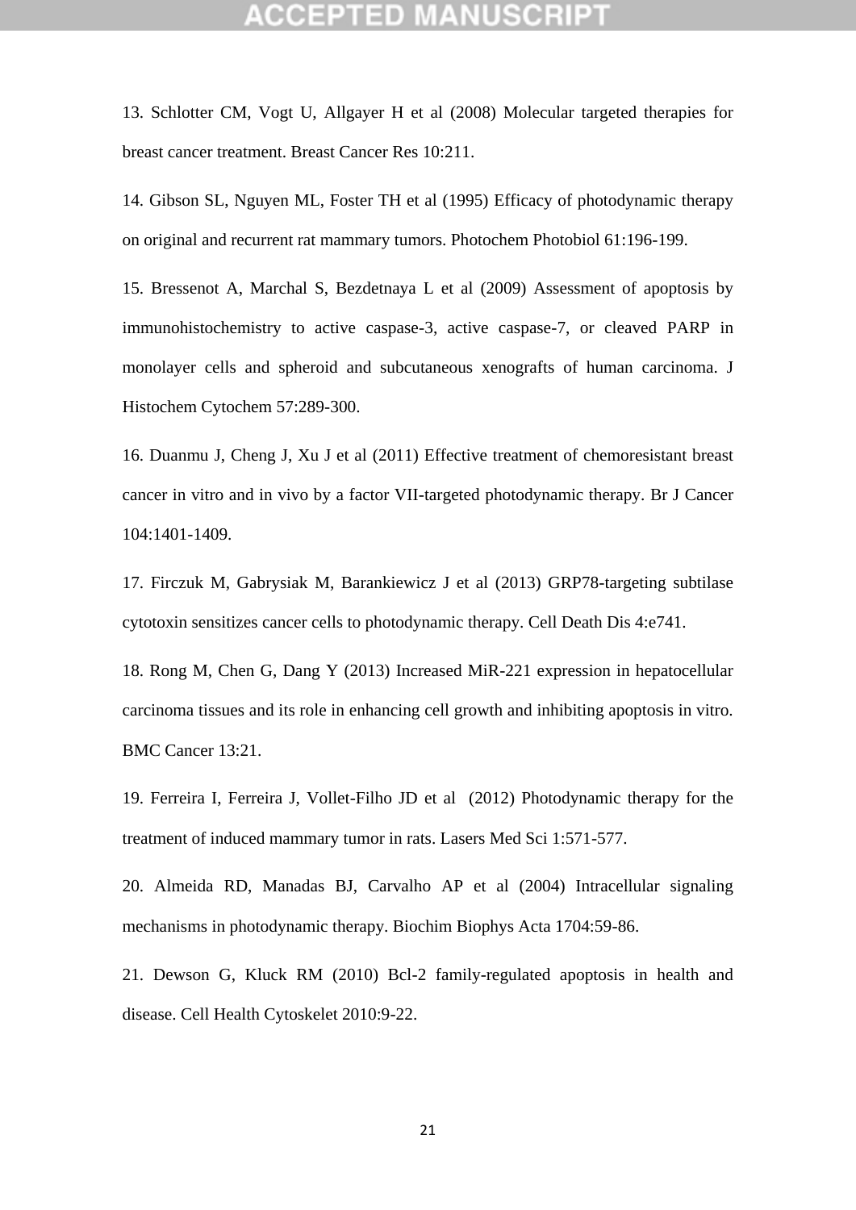13. Schlotter CM, Vogt U, Allgayer H et al (2008) Molecular targeted therapies for breast cancer treatment. Breast Cancer Res 10:211.

14. Gibson SL, Nguyen ML, Foster TH et al (1995) Efficacy of photodynamic therapy on original and recurrent rat mammary tumors. Photochem Photobiol 61:196-199.

15. Bressenot A, Marchal S, Bezdetnaya L et al (2009) Assessment of apoptosis by immunohistochemistry to active caspase-3, active caspase-7, or cleaved PARP in monolayer cells and spheroid and subcutaneous xenografts of human carcinoma. J Histochem Cytochem 57:289-300.

16. Duanmu J, Cheng J, Xu J et al (2011) Effective treatment of chemoresistant breast cancer in vitro and in vivo by a factor VII-targeted photodynamic therapy. Br J Cancer 104:1401-1409.

17. Firczuk M, Gabrysiak M, Barankiewicz J et al (2013) GRP78-targeting subtilase cytotoxin sensitizes cancer cells to photodynamic therapy. Cell Death Dis 4:e741.

18. Rong M, Chen G, Dang Y (2013) Increased MiR-221 expression in hepatocellular carcinoma tissues and its role in enhancing cell growth and inhibiting apoptosis in vitro. BMC Cancer 13:21.

19. Ferreira I, Ferreira J, Vollet-Filho JD et al (2012) Photodynamic therapy for the treatment of induced mammary tumor in rats. Lasers Med Sci 1:571-577.

20. Almeida RD, Manadas BJ, Carvalho AP et al (2004) Intracellular signaling mechanisms in photodynamic therapy. Biochim Biophys Acta 1704:59-86.

21. Dewson G, Kluck RM (2010) Bcl-2 family-regulated apoptosis in health and disease. Cell Health Cytoskelet 2010:9-22.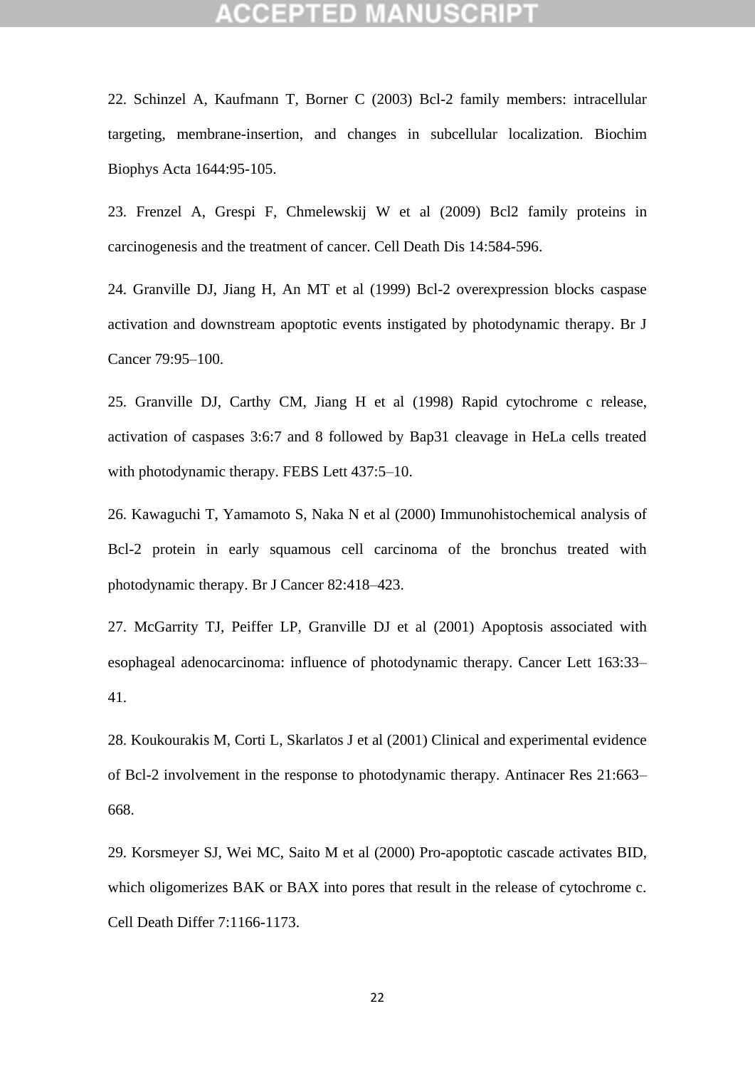22. Schinzel A, Kaufmann T, Borner C (2003) Bcl-2 family members: intracellular targeting, membrane-insertion, and changes in subcellular localization. Biochim Biophys Acta 1644:95-105.

23. Frenzel A, Grespi F, Chmelewskij W et al (2009) Bcl2 family proteins in carcinogenesis and the treatment of cancer. Cell Death Dis 14:584-596.

24. Granville DJ, Jiang H, An MT et al (1999) Bcl-2 overexpression blocks caspase activation and downstream apoptotic events instigated by photodynamic therapy. Br J Cancer 79:95–100.

25. Granville DJ, Carthy CM, Jiang H et al (1998) Rapid cytochrome c release, activation of caspases 3:6:7 and 8 followed by Bap31 cleavage in HeLa cells treated with photodynamic therapy. FEBS Lett 437:5–10.

26. Kawaguchi T, Yamamoto S, Naka N et al (2000) Immunohistochemical analysis of Bcl-2 protein in early squamous cell carcinoma of the bronchus treated with photodynamic therapy. Br J Cancer 82:418–423.

27. McGarrity TJ, Peiffer LP, Granville DJ et al (2001) Apoptosis associated with esophageal adenocarcinoma: influence of photodynamic therapy. Cancer Lett 163:33–41.

28. Koukourakis M, Corti L, Skarlatos J et al (2001) Clinical and experimental evidence of Bcl-2 involvement in the response to photodynamic therapy. Antinacer Res 21:663–668.

29. Korsmeyer SJ, Wei MC, Saito M et al (2000) Pro-apoptotic cascade activates BID, which oligomerizes BAK or BAX into pores that result in the release of cytochrome c. Cell Death Differ 7:1166-1173.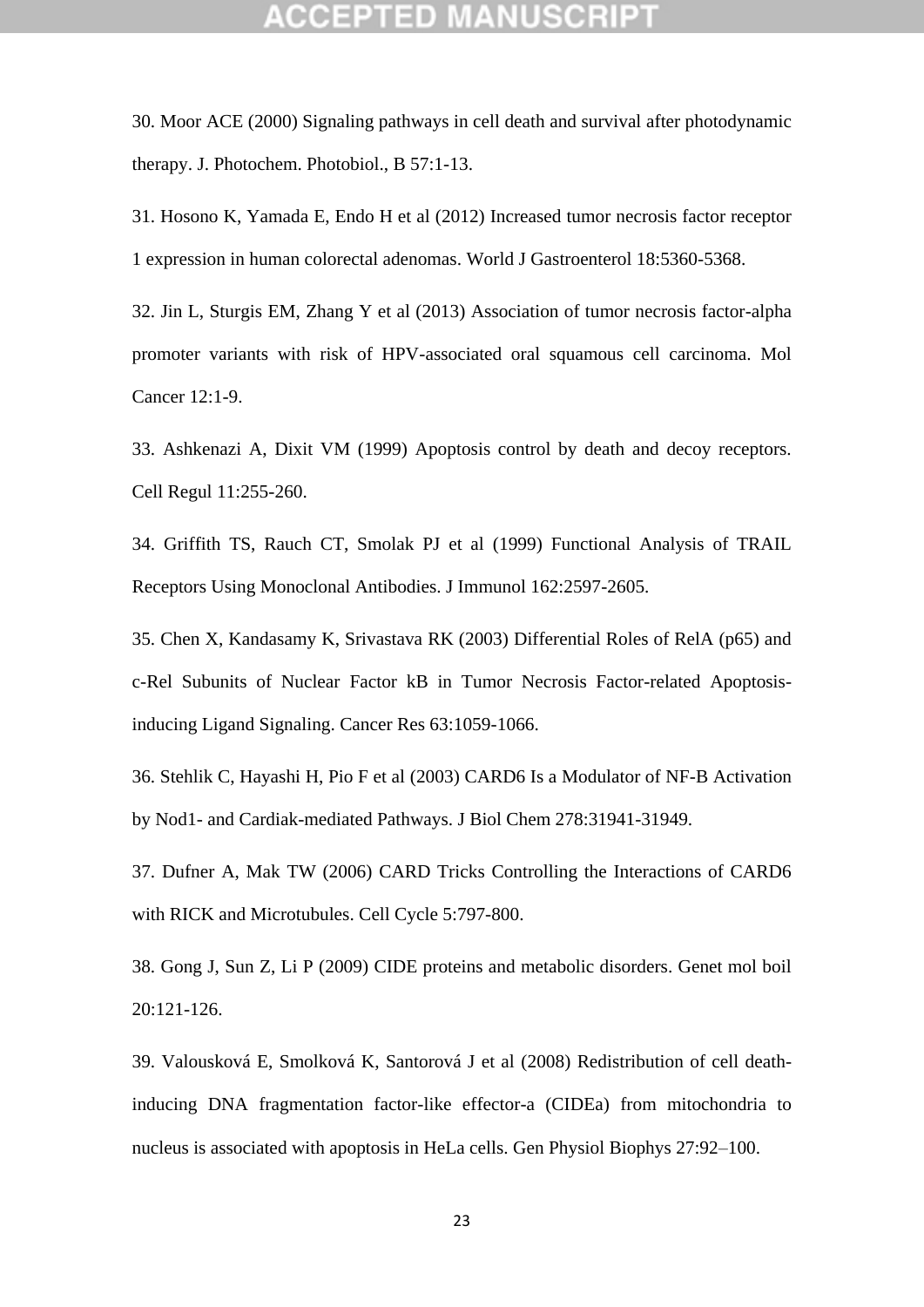30. Moor ACE (2000) Signaling pathways in cell death and survival after photodynamic therapy. J. Photochem. Photobiol., B 57:1-13.

31. Hosono K, Yamada E, Endo H et al (2012) Increased tumor necrosis factor receptor 1 expression in human colorectal adenomas. World J Gastroenterol 18:5360-5368.

32. Jin L, Sturgis EM, Zhang Y et al (2013) Association of tumor necrosis factor-alpha promoter variants with risk of HPV-associated oral squamous cell carcinoma. Mol Cancer 12:1-9.

33. Ashkenazi A, Dixit VM (1999) Apoptosis control by death and decoy receptors. Cell Regul 11:255-260.

34. Griffith TS, Rauch CT, Smolak PJ et al (1999) Functional Analysis of TRAIL Receptors Using Monoclonal Antibodies. J Immunol 162:2597-2605.

35. Chen X, Kandasamy K, Srivastava RK (2003) Differential Roles of RelA (p65) and c-Rel Subunits of Nuclear Factor kB in Tumor Necrosis Factor-related Apoptosis-inducing Ligand Signaling. Cancer Res 63:1059-1066.

36. Stehlik C, Hayashi H, Pio F et al (2003) CARD6 Is a Modulator of NF-B Activation by Nod1- and Cardiak-mediated Pathways. J Biol Chem 278:31941-31949.

37. Dufner A, Mak TW (2006) CARD Tricks Controlling the Interactions of CARD6 with RICK and Microtubules. Cell Cycle 5:797-800.

38. Gong J, Sun Z, Li P (2009) CIDE proteins and metabolic disorders. Genet mol boil 20:121-126.

39. Valousková E, Smolková K, Santorová J et al (2008) Redistribution of cell death-inducing DNA fragmentation factor-like effector-a (CIDEa) from mitochondria to nucleus is associated with apoptosis in HeLa cells. Gen Physiol Biophys 27:92–100.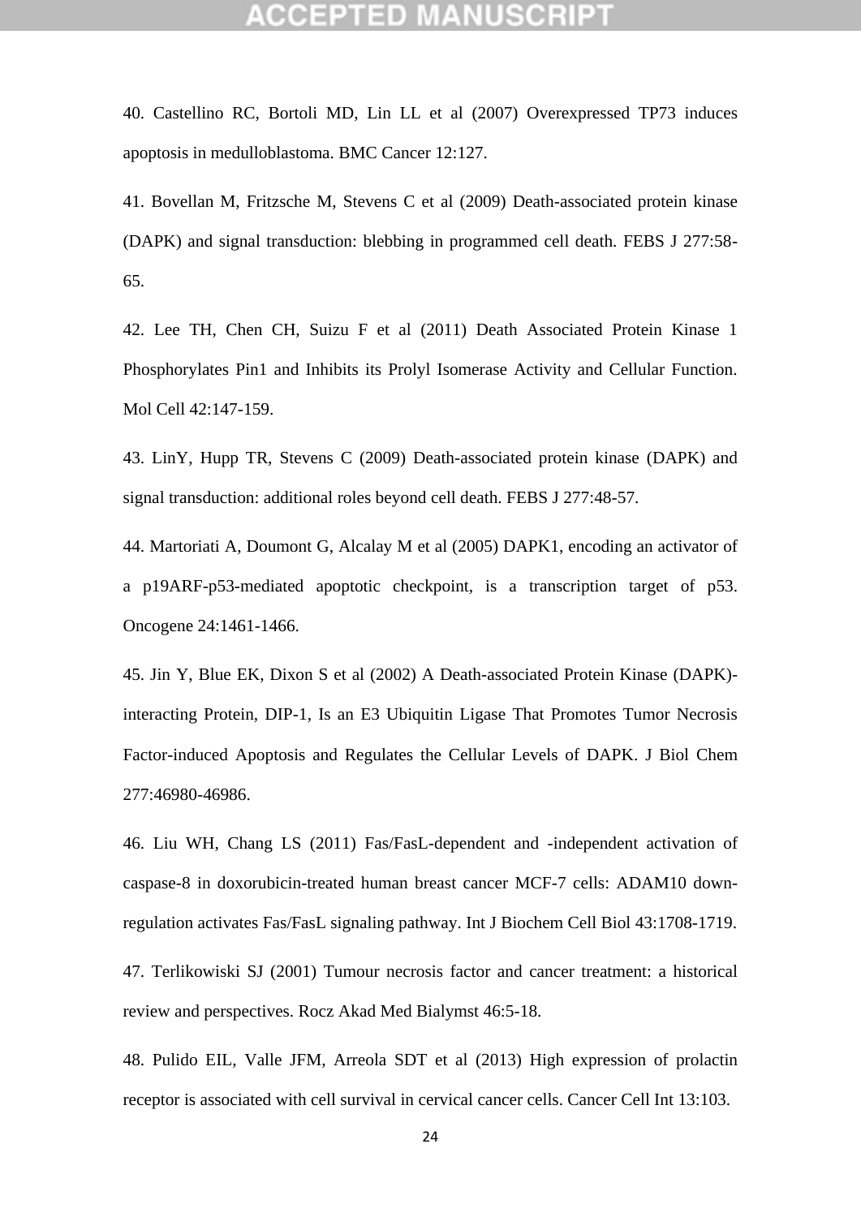40. Castellino RC, Bortoli MD, Lin LL et al (2007) Overexpressed TP73 induces apoptosis in medulloblastoma. BMC Cancer 12:127.

41. Bovellan M, Fritzsche M, Stevens C et al (2009) Death-associated protein kinase (DAPK) and signal transduction: blebbing in programmed cell death. FEBS J 277:58-65.

42. Lee TH, Chen CH, Suizu F et al (2011) Death Associated Protein Kinase 1 Phosphorylates Pin1 and Inhibits its Prolyl Isomerase Activity and Cellular Function. Mol Cell 42:147-159.

43. LinY, Hupp TR, Stevens C (2009) Death-associated protein kinase (DAPK) and signal transduction: additional roles beyond cell death. FEBS J 277:48-57.

44. Martoriati A, Doumont G, Alcalay M et al (2005) DAPK1, encoding an activator of a p19ARF-p53-mediated apoptotic checkpoint, is a transcription target of p53. Oncogene 24:1461-1466.

45. Jin Y, Blue EK, Dixon S et al (2002) A Death-associated Protein Kinase (DAPK)-interacting Protein, DIP-1, Is an E3 Ubiquitin Ligase That Promotes Tumor Necrosis Factor-induced Apoptosis and Regulates the Cellular Levels of DAPK. J Biol Chem 277:46980-46986.

46. Liu WH, Chang LS (2011) Fas/FasL-dependent and -independent activation of caspase-8 in doxorubicin-treated human breast cancer MCF-7 cells: ADAM10 down-regulation activates Fas/FasL signaling pathway. Int J Biochem Cell Biol 43:1708-1719.

47. Terlikowiski SJ (2001) Tumour necrosis factor and cancer treatment: a historical review and perspectives. Rocz Akad Med Bialymst 46:5-18.

48. Pulido EIL, Valle JFM, Arreola SDT et al (2013) High expression of prolactin receptor is associated with cell survival in cervical cancer cells. Cancer Cell Int 13:103.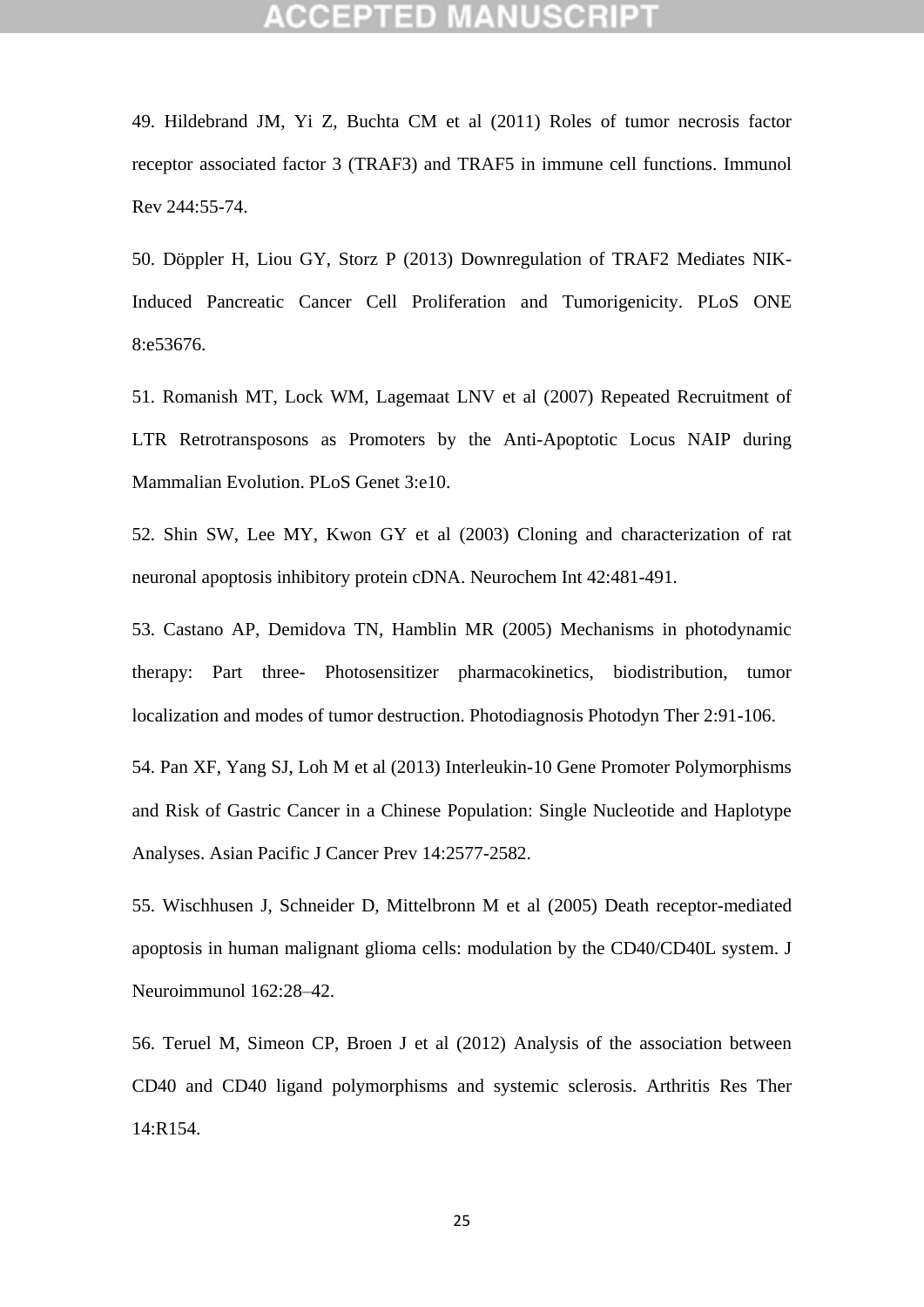49. Hildebrand JM, Yi Z, Buchta CM et al (2011) Roles of tumor necrosis factor receptor associated factor 3 (TRAF3) and TRAF5 in immune cell functions. Immunol Rev 244:55-74.

50. Döppler H, Liou GY, Storz P (2013) Downregulation of TRAF2 Mediates NIK-Induced Pancreatic Cancer Cell Proliferation and Tumorigenicity. PLoS ONE 8:e53676.

51. Romanish MT, Lock WM, Lagemaat LNV et al (2007) Repeated Recruitment of LTR Retrotransposons as Promoters by the Anti-Apoptotic Locus NAIP during Mammalian Evolution. PLoS Genet 3:e10.

52. Shin SW, Lee MY, Kwon GY et al (2003) Cloning and characterization of rat neuronal apoptosis inhibitory protein cDNA. Neurochem Int 42:481-491.

53. Castano AP, Demidova TN, Hamblin MR (2005) Mechanisms in photodynamic therapy: Part three- Photosensitizer pharmacokinetics, biodistribution, tumor localization and modes of tumor destruction. Photodiagnosis Photodyn Ther 2:91-106.

54. Pan XF, Yang SJ, Loh M et al (2013) Interleukin-10 Gene Promoter Polymorphisms and Risk of Gastric Cancer in a Chinese Population: Single Nucleotide and Haplotype Analyses. Asian Pacific J Cancer Prev 14:2577-2582.

55. Wischhusen J, Schneider D, Mittelbronn M et al (2005) Death receptor-mediated apoptosis in human malignant glioma cells: modulation by the CD40/CD40L system. J Neuroimmunol 162:28–42.

56. Teruel M, Simeon CP, Broen J et al (2012) Analysis of the association between CD40 and CD40 ligand polymorphisms and systemic sclerosis. Arthritis Res Ther 14:R154.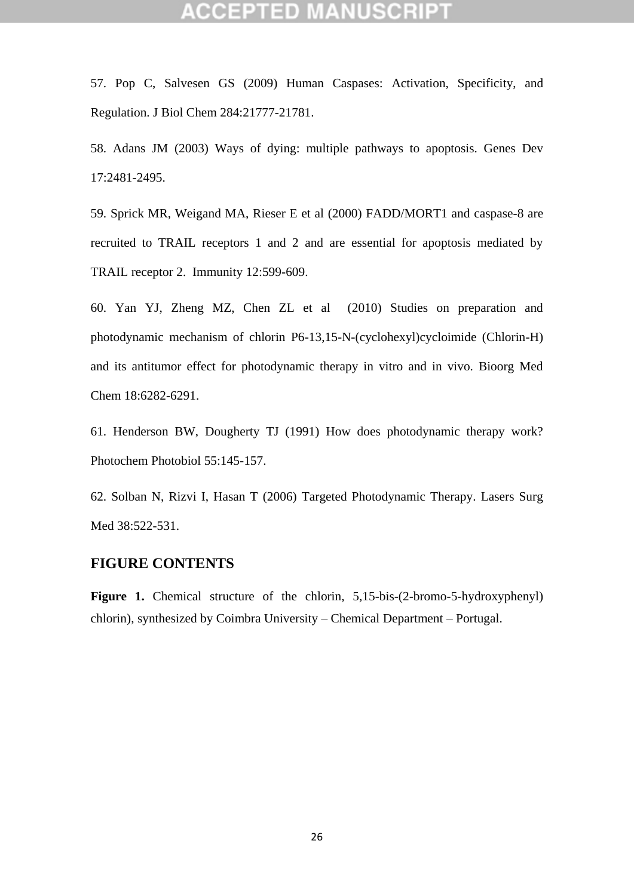57. Pop C, Salvesen GS (2009) Human Caspases: Activation, Specificity, and Regulation. J Biol Chem 284:21777-21781.

58. Adans JM (2003) Ways of dying: multiple pathways to apoptosis. Genes Dev 17:2481-2495.

59. Sprick MR, Weigand MA, Rieser E et al (2000) FADD/MORT1 and caspase-8 are recruited to TRAIL receptors 1 and 2 and are essential for apoptosis mediated by TRAIL receptor 2. Immunity 12:599-609.

60. Yan YJ, Zheng MZ, Chen ZL et al (2010) Studies on preparation and photodynamic mechanism of chlorin P6-13,15-N-(cyclohexyl)cycloimide (Chlorin-H) and its antitumor effect for photodynamic therapy in vitro and in vivo. Bioorg Med Chem 18:6282-6291.

61. Henderson BW, Dougherty TJ (1991) How does photodynamic therapy work? Photochem Photobiol 55:145-157.

62. Solban N, Rizvi I, Hasan T (2006) Targeted Photodynamic Therapy. Lasers Surg Med 38:522-531.

## FIGURE CONTENTS

**Figure 1.** Chemical structure of the chlorin, 5,15-bis-(2-bromo-5-hydroxyphenyl) chlorin), synthesized by Coimbra University – Chemical Department – Portugal.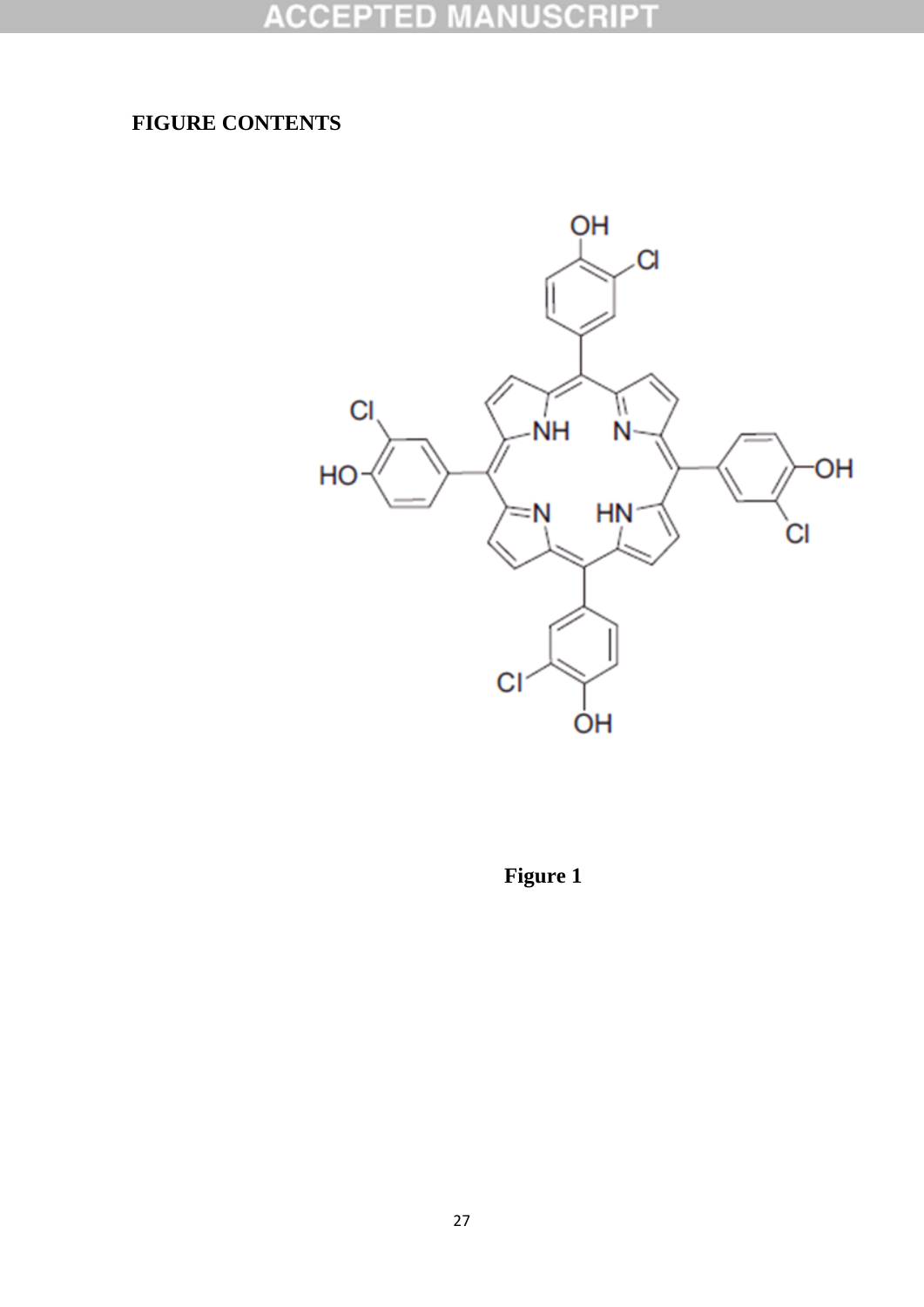**FIGURE CONTENTS**

OH

Cl

Cl

HO

NH

N

N

HN

OH

Cl

Cl

OH

**Figure 1**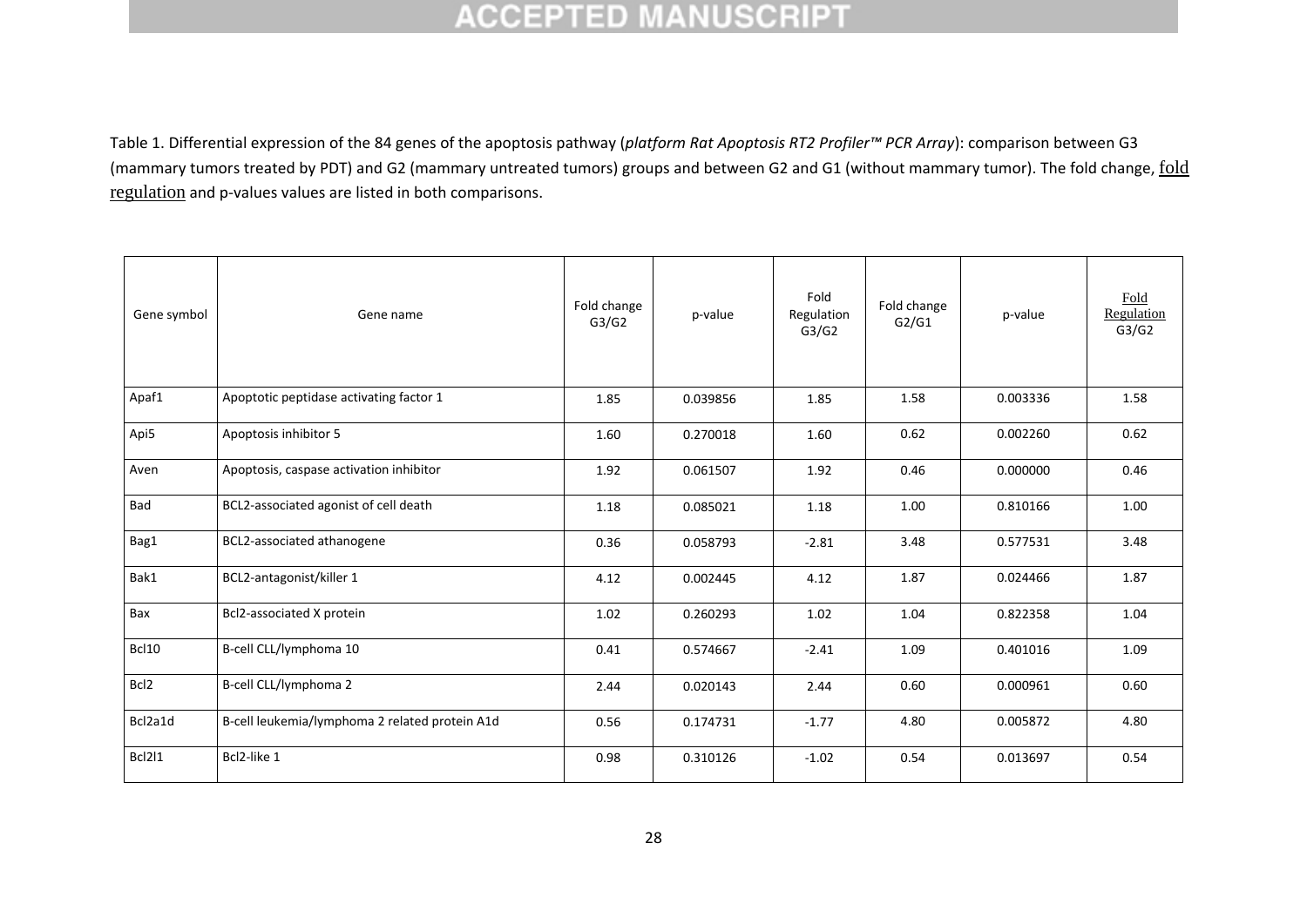Table 1. Differential expression of the 84 genes of the apoptosis pathway (*platform Rat Apoptosis RT2 Profiler™ PCR Array*): comparison between G3 (mammary tumors treated by PDT) and G2 (mammary untreated tumors) groups and between G2 and G1 (without mammary tumor). The fold change, fold regulation and p-values values are listed in both comparisons.

| Gene symbol | Gene name | Fold change G3/G2 | p-value | Fold Regulation G3/G2 | Fold change G2/G1 | p-value | Fold Regulation G3/G2 |
|---|---|---|---|---|---|---|---|
| Apaf1 | Apoptotic peptidase activating factor 1 | 1.85 | 0.039856 | 1.85 | 1.58 | 0.003336 | 1.58 |
| Api5 | Apoptosis inhibitor 5 | 1.60 | 0.270018 | 1.60 | 0.62 | 0.002260 | 0.62 |
| Aven | Apoptosis, caspase activation inhibitor | 1.92 | 0.061507 | 1.92 | 0.46 | 0.000000 | 0.46 |
| Bad | BCL2-associated agonist of cell death | 1.18 | 0.085021 | 1.18 | 1.00 | 0.810166 | 1.00 |
| Bag1 | BCL2-associated athanogene | 0.36 | 0.058793 | -2.81 | 3.48 | 0.577531 | 3.48 |
| Bak1 | BCL2-antagonist/killer 1 | 4.12 | 0.002445 | 4.12 | 1.87 | 0.024466 | 1.87 |
| Bax | Bcl2-associated X protein | 1.02 | 0.260293 | 1.02 | 1.04 | 0.822358 | 1.04 |
| Bcl10 | B-cell CLL/lymphoma 10 | 0.41 | 0.574667 | -2.41 | 1.09 | 0.401016 | 1.09 |
| Bcl2 | B-cell CLL/lymphoma 2 | 2.44 | 0.020143 | 2.44 | 0.60 | 0.000961 | 0.60 |
| Bcl2a1d | B-cell leukemia/lymphoma 2 related protein A1d | 0.56 | 0.174731 | -1.77 | 4.80 | 0.005872 | 4.80 |
| Bcl2l1 | Bcl2-like 1 | 0.98 | 0.310126 | -1.02 | 0.54 | 0.013697 | 0.54 |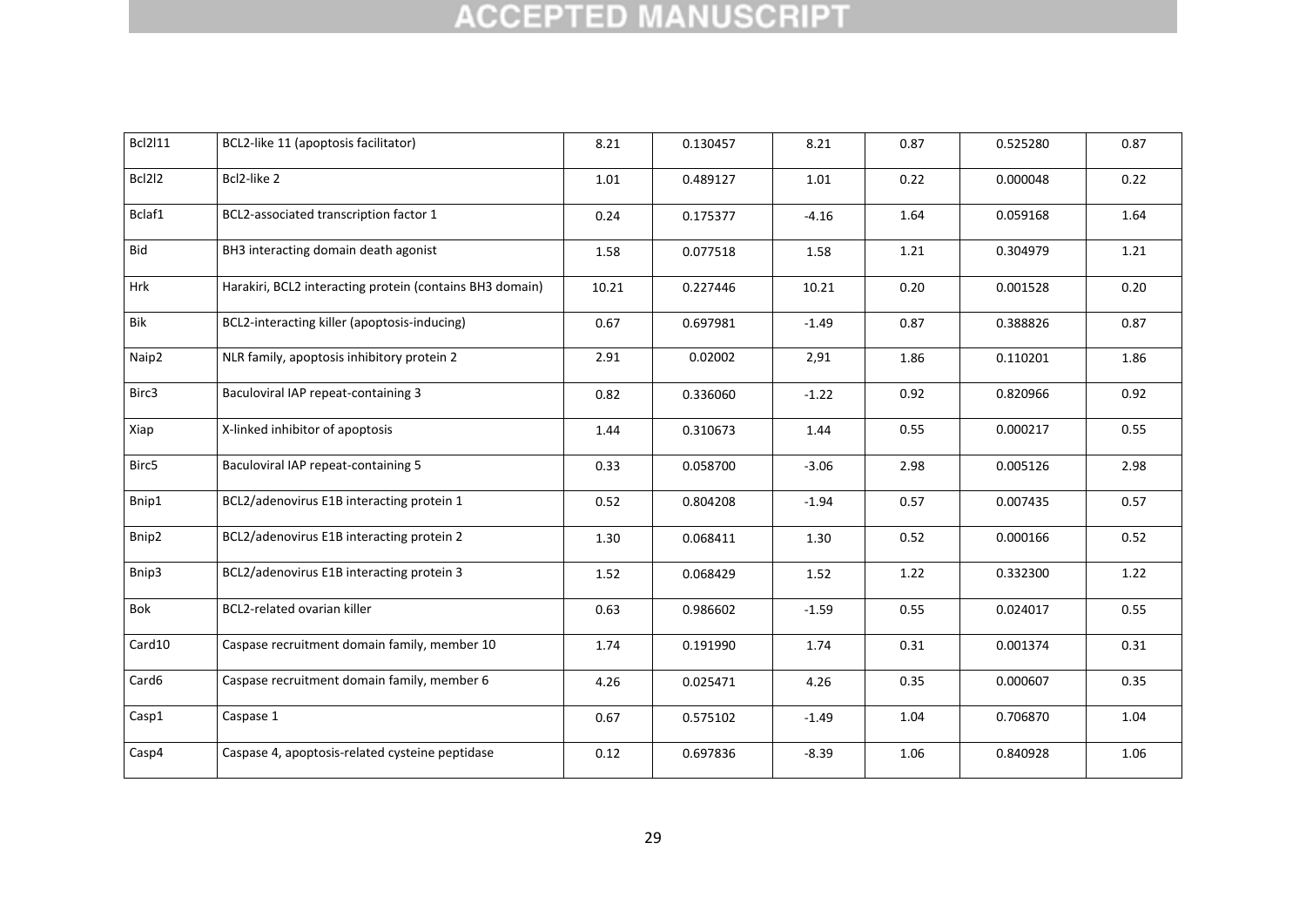| | | | | | | | |
|---|---|---|---|---|---|---|---|
| Bcl2l11 | BCL2-like 11 (apoptosis facilitator) | 8.21 | 0.130457 | 8.21 | 0.87 | 0.525280 | 0.87 |
| Bcl2l2 | Bcl2-like 2 | 1.01 | 0.489127 | 1.01 | 0.22 | 0.000048 | 0.22 |
| Bclaf1 | BCL2-associated transcription factor 1 | 0.24 | 0.175377 | -4.16 | 1.64 | 0.059168 | 1.64 |
| Bid | BH3 interacting domain death agonist | 1.58 | 0.077518 | 1.58 | 1.21 | 0.304979 | 1.21 |
| Hrk | Harakiri, BCL2 interacting protein (contains BH3 domain) | 10.21 | 0.227446 | 10.21 | 0.20 | 0.001528 | 0.20 |
| Bik | BCL2-interacting killer (apoptosis-inducing) | 0.67 | 0.697981 | -1.49 | 0.87 | 0.388826 | 0.87 |
| Naip2 | NLR family, apoptosis inhibitory protein 2 | 2.91 | 0.02002 | 2,91 | 1.86 | 0.110201 | 1.86 |
| Birc3 | Baculoviral IAP repeat-containing 3 | 0.82 | 0.336060 | -1.22 | 0.92 | 0.820966 | 0.92 |
| Xiap | X-linked inhibitor of apoptosis | 1.44 | 0.310673 | 1.44 | 0.55 | 0.000217 | 0.55 |
| Birc5 | Baculoviral IAP repeat-containing 5 | 0.33 | 0.058700 | -3.06 | 2.98 | 0.005126 | 2.98 |
| Bnip1 | BCL2/adenovirus E1B interacting protein 1 | 0.52 | 0.804208 | -1.94 | 0.57 | 0.007435 | 0.57 |
| Bnip2 | BCL2/adenovirus E1B interacting protein 2 | 1.30 | 0.068411 | 1.30 | 0.52 | 0.000166 | 0.52 |
| Bnip3 | BCL2/adenovirus E1B interacting protein 3 | 1.52 | 0.068429 | 1.52 | 1.22 | 0.332300 | 1.22 |
| Bok | BCL2-related ovarian killer | 0.63 | 0.986602 | -1.59 | 0.55 | 0.024017 | 0.55 |
| Card10 | Caspase recruitment domain family, member 10 | 1.74 | 0.191990 | 1.74 | 0.31 | 0.001374 | 0.31 |
| Card6 | Caspase recruitment domain family, member 6 | 4.26 | 0.025471 | 4.26 | 0.35 | 0.000607 | 0.35 |
| Casp1 | Caspase 1 | 0.67 | 0.575102 | -1.49 | 1.04 | 0.706870 | 1.04 |
| Casp4 | Caspase 4, apoptosis-related cysteine peptidase | 0.12 | 0.697836 | -8.39 | 1.06 | 0.840928 | 1.06 |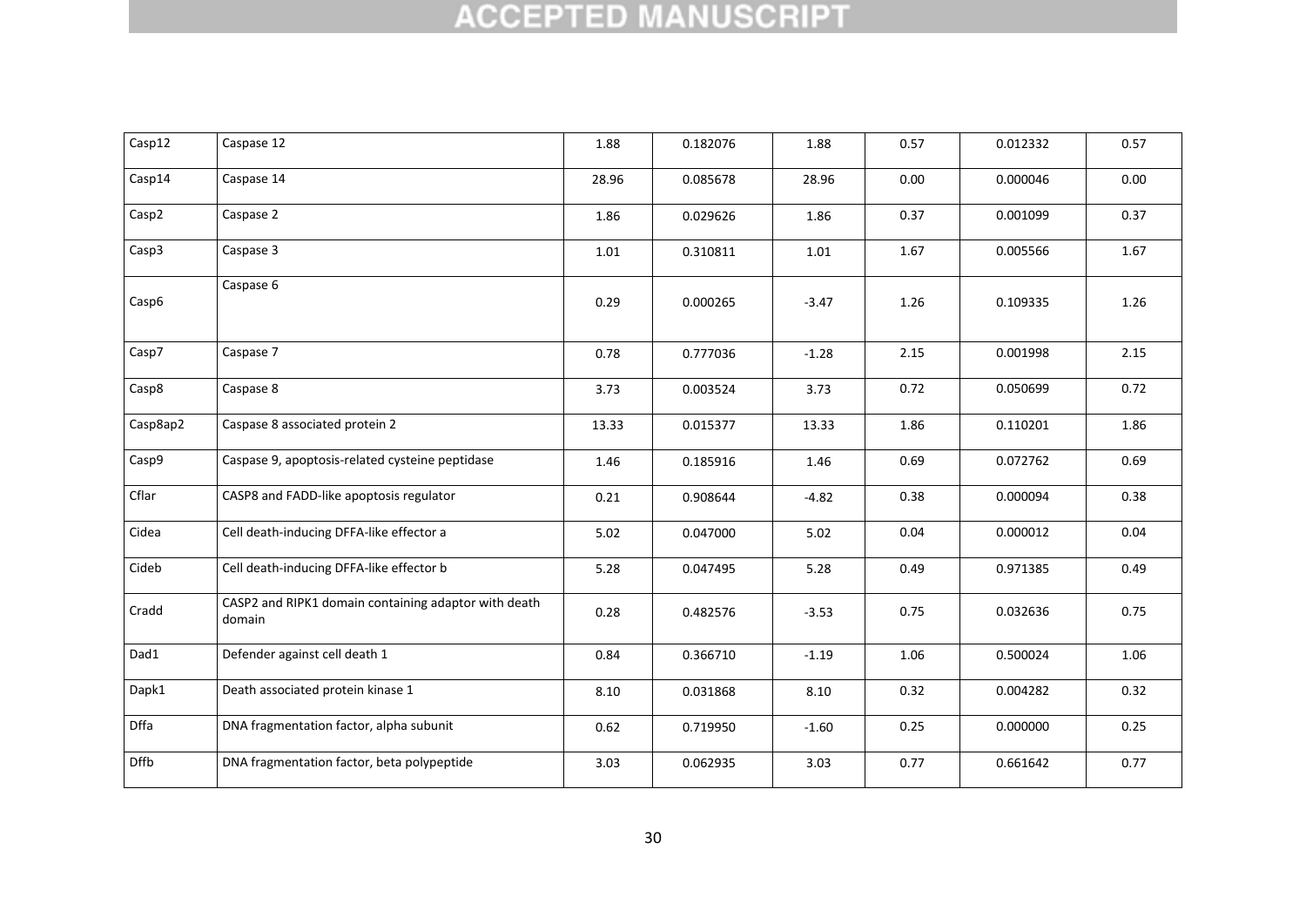| | | | | | | | |
|---|---|---|---|---|---|---|---|
| Casp12 | Caspase 12 | 1.88 | 0.182076 | 1.88 | 0.57 | 0.012332 | 0.57 |
| Casp14 | Caspase 14 | 28.96 | 0.085678 | 28.96 | 0.00 | 0.000046 | 0.00 |
| Casp2 | Caspase 2 | 1.86 | 0.029626 | 1.86 | 0.37 | 0.001099 | 0.37 |
| Casp3 | Caspase 3 | 1.01 | 0.310811 | 1.01 | 1.67 | 0.005566 | 1.67 |
| Casp6 | Caspase 6 | 0.29 | 0.000265 | -3.47 | 1.26 | 0.109335 | 1.26 |
| Casp7 | Caspase 7 | 0.78 | 0.777036 | -1.28 | 2.15 | 0.001998 | 2.15 |
| Casp8 | Caspase 8 | 3.73 | 0.003524 | 3.73 | 0.72 | 0.050699 | 0.72 |
| Casp8ap2 | Caspase 8 associated protein 2 | 13.33 | 0.015377 | 13.33 | 1.86 | 0.110201 | 1.86 |
| Casp9 | Caspase 9, apoptosis-related cysteine peptidase | 1.46 | 0.185916 | 1.46 | 0.69 | 0.072762 | 0.69 |
| Cflar | CASP8 and FADD-like apoptosis regulator | 0.21 | 0.908644 | -4.82 | 0.38 | 0.000094 | 0.38 |
| Cidea | Cell death-inducing DFFA-like effector a | 5.02 | 0.047000 | 5.02 | 0.04 | 0.000012 | 0.04 |
| Cideb | Cell death-inducing DFFA-like effector b | 5.28 | 0.047495 | 5.28 | 0.49 | 0.971385 | 0.49 |
| Cradd | CASP2 and RIPK1 domain containing adaptor with death domain | 0.28 | 0.482576 | -3.53 | 0.75 | 0.032636 | 0.75 |
| Dad1 | Defender against cell death 1 | 0.84 | 0.366710 | -1.19 | 1.06 | 0.500024 | 1.06 |
| Dapk1 | Death associated protein kinase 1 | 8.10 | 0.031868 | 8.10 | 0.32 | 0.004282 | 0.32 |
| Dffa | DNA fragmentation factor, alpha subunit | 0.62 | 0.719950 | -1.60 | 0.25 | 0.000000 | 0.25 |
| Dffb | DNA fragmentation factor, beta polypeptide | 3.03 | 0.062935 | 3.03 | 0.77 | 0.661642 | 0.77 |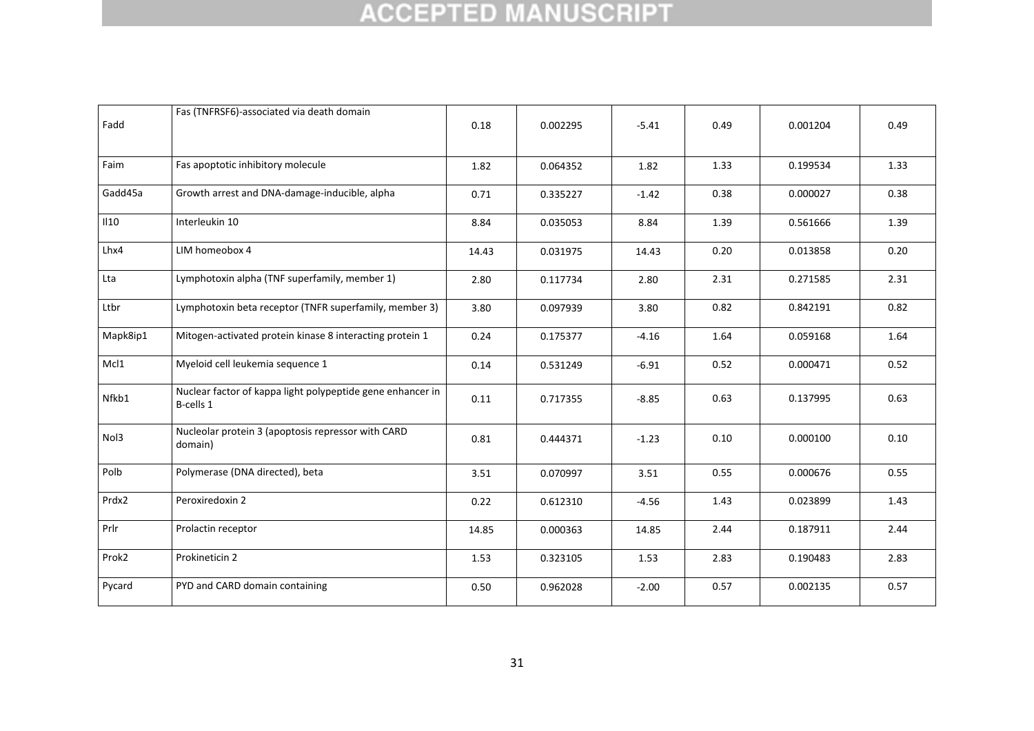| | | | | | | | |
|---|---|---|---|---|---|---|---|
| Fadd | Fas (TNFRSF6)-associated via death domain | 0.18 | 0.002295 | -5.41 | 0.49 | 0.001204 | 0.49 |
| Faim | Fas apoptotic inhibitory molecule | 1.82 | 0.064352 | 1.82 | 1.33 | 0.199534 | 1.33 |
| Gadd45a | Growth arrest and DNA-damage-inducible, alpha | 0.71 | 0.335227 | -1.42 | 0.38 | 0.000027 | 0.38 |
| Il10 | Interleukin 10 | 8.84 | 0.035053 | 8.84 | 1.39 | 0.561666 | 1.39 |
| Lhx4 | LIM homeobox 4 | 14.43 | 0.031975 | 14.43 | 0.20 | 0.013858 | 0.20 |
| Lta | Lymphotoxin alpha (TNF superfamily, member 1) | 2.80 | 0.117734 | 2.80 | 2.31 | 0.271585 | 2.31 |
| Ltbr | Lymphotoxin beta receptor (TNFR superfamily, member 3) | 3.80 | 0.097939 | 3.80 | 0.82 | 0.842191 | 0.82 |
| Mapk8ip1 | Mitogen-activated protein kinase 8 interacting protein 1 | 0.24 | 0.175377 | -4.16 | 1.64 | 0.059168 | 1.64 |
| Mcl1 | Myeloid cell leukemia sequence 1 | 0.14 | 0.531249 | -6.91 | 0.52 | 0.000471 | 0.52 |
| Nfkb1 | Nuclear factor of kappa light polypeptide gene enhancer in B-cells 1 | 0.11 | 0.717355 | -8.85 | 0.63 | 0.137995 | 0.63 |
| Nol3 | Nucleolar protein 3 (apoptosis repressor with CARD domain) | 0.81 | 0.444371 | -1.23 | 0.10 | 0.000100 | 0.10 |
| Polb | Polymerase (DNA directed), beta | 3.51 | 0.070997 | 3.51 | 0.55 | 0.000676 | 0.55 |
| Prdx2 | Peroxiredoxin 2 | 0.22 | 0.612310 | -4.56 | 1.43 | 0.023899 | 1.43 |
| Prlr | Prolactin receptor | 14.85 | 0.000363 | 14.85 | 2.44 | 0.187911 | 2.44 |
| Prok2 | Prokineticin 2 | 1.53 | 0.323105 | 1.53 | 2.83 | 0.190483 | 2.83 |
| Pycard | PYD and CARD domain containing | 0.50 | 0.962028 | -2.00 | 0.57 | 0.002135 | 0.57 |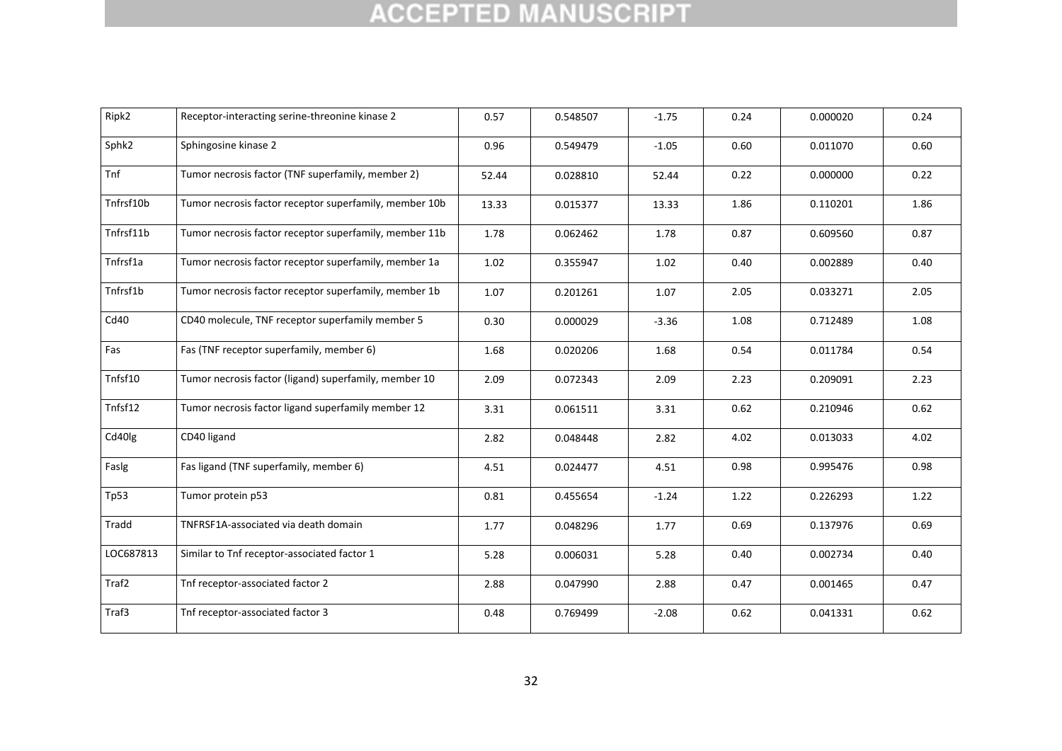| | | | | | | | |
|---|---|---|---|---|---|---|---|
| Ripk2 | Receptor-interacting serine-threonine kinase 2 | 0.57 | 0.548507 | -1.75 | 0.24 | 0.000020 | 0.24 |
| Sphk2 | Sphingosine kinase 2 | 0.96 | 0.549479 | -1.05 | 0.60 | 0.011070 | 0.60 |
| Tnf | Tumor necrosis factor (TNF superfamily, member 2) | 52.44 | 0.028810 | 52.44 | 0.22 | 0.000000 | 0.22 |
| Tnfrsf10b | Tumor necrosis factor receptor superfamily, member 10b | 13.33 | 0.015377 | 13.33 | 1.86 | 0.110201 | 1.86 |
| Tnfrsf11b | Tumor necrosis factor receptor superfamily, member 11b | 1.78 | 0.062462 | 1.78 | 0.87 | 0.609560 | 0.87 |
| Tnfrsf1a | Tumor necrosis factor receptor superfamily, member 1a | 1.02 | 0.355947 | 1.02 | 0.40 | 0.002889 | 0.40 |
| Tnfrsf1b | Tumor necrosis factor receptor superfamily, member 1b | 1.07 | 0.201261 | 1.07 | 2.05 | 0.033271 | 2.05 |
| Cd40 | CD40 molecule, TNF receptor superfamily member 5 | 0.30 | 0.000029 | -3.36 | 1.08 | 0.712489 | 1.08 |
| Fas | Fas (TNF receptor superfamily, member 6) | 1.68 | 0.020206 | 1.68 | 0.54 | 0.011784 | 0.54 |
| Tnfsf10 | Tumor necrosis factor (ligand) superfamily, member 10 | 2.09 | 0.072343 | 2.09 | 2.23 | 0.209091 | 2.23 |
| Tnfsf12 | Tumor necrosis factor ligand superfamily member 12 | 3.31 | 0.061511 | 3.31 | 0.62 | 0.210946 | 0.62 |
| Cd40lg | CD40 ligand | 2.82 | 0.048448 | 2.82 | 4.02 | 0.013033 | 4.02 |
| Faslg | Fas ligand (TNF superfamily, member 6) | 4.51 | 0.024477 | 4.51 | 0.98 | 0.995476 | 0.98 |
| Tp53 | Tumor protein p53 | 0.81 | 0.455654 | -1.24 | 1.22 | 0.226293 | 1.22 |
| Tradd | TNFRSF1A-associated via death domain | 1.77 | 0.048296 | 1.77 | 0.69 | 0.137976 | 0.69 |
| LOC687813 | Similar to Tnf receptor-associated factor 1 | 5.28 | 0.006031 | 5.28 | 0.40 | 0.002734 | 0.40 |
| Traf2 | Tnf receptor-associated factor 2 | 2.88 | 0.047990 | 2.88 | 0.47 | 0.001465 | 0.47 |
| Traf3 | Tnf receptor-associated factor 3 | 0.48 | 0.769499 | -2.08 | 0.62 | 0.041331 | 0.62 |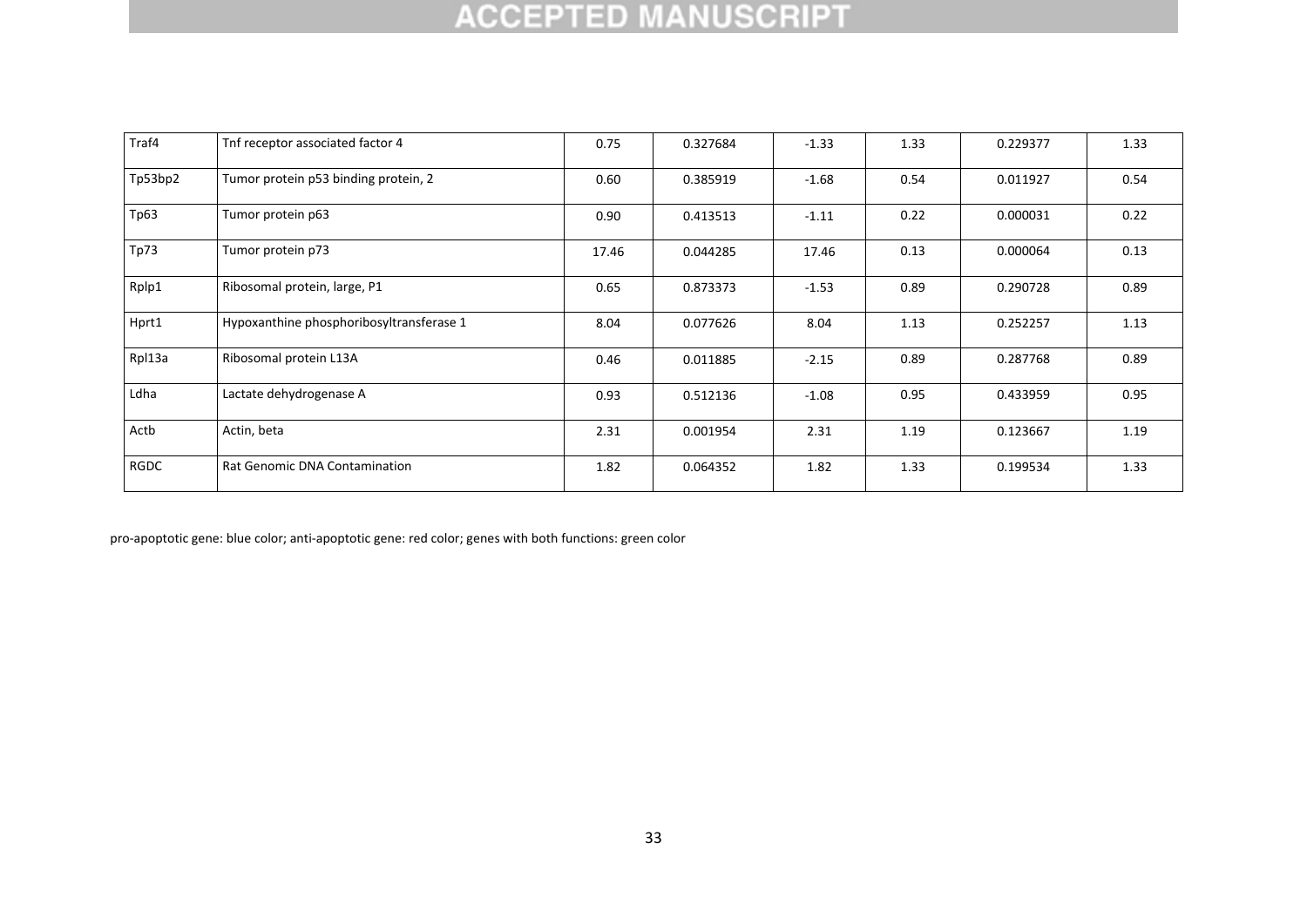| | | | | | | | |
|---|---|---|---|---|---|---|---|
| Traf4 | Tnf receptor associated factor 4 | 0.75 | 0.327684 | -1.33 | 1.33 | 0.229377 | 1.33 |
| Tp53bp2 | Tumor protein p53 binding protein, 2 | 0.60 | 0.385919 | -1.68 | 0.54 | 0.011927 | 0.54 |
| Tp63 | Tumor protein p63 | 0.90 | 0.413513 | -1.11 | 0.22 | 0.000031 | 0.22 |
| Tp73 | Tumor protein p73 | 17.46 | 0.044285 | 17.46 | 0.13 | 0.000064 | 0.13 |
| Rplp1 | Ribosomal protein, large, P1 | 0.65 | 0.873373 | -1.53 | 0.89 | 0.290728 | 0.89 |
| Hprt1 | Hypoxanthine phosphoribosyltransferase 1 | 8.04 | 0.077626 | 8.04 | 1.13 | 0.252257 | 1.13 |
| Rpl13a | Ribosomal protein L13A | 0.46 | 0.011885 | -2.15 | 0.89 | 0.287768 | 0.89 |
| Ldha | Lactate dehydrogenase A | 0.93 | 0.512136 | -1.08 | 0.95 | 0.433959 | 0.95 |
| Actb | Actin, beta | 2.31 | 0.001954 | 2.31 | 1.19 | 0.123667 | 1.19 |
| RGDC | Rat Genomic DNA Contamination | 1.82 | 0.064352 | 1.82 | 1.33 | 0.199534 | 1.33 |

pro-apoptotic gene: blue color; anti-apoptotic gene: red color; genes with both functions: green color